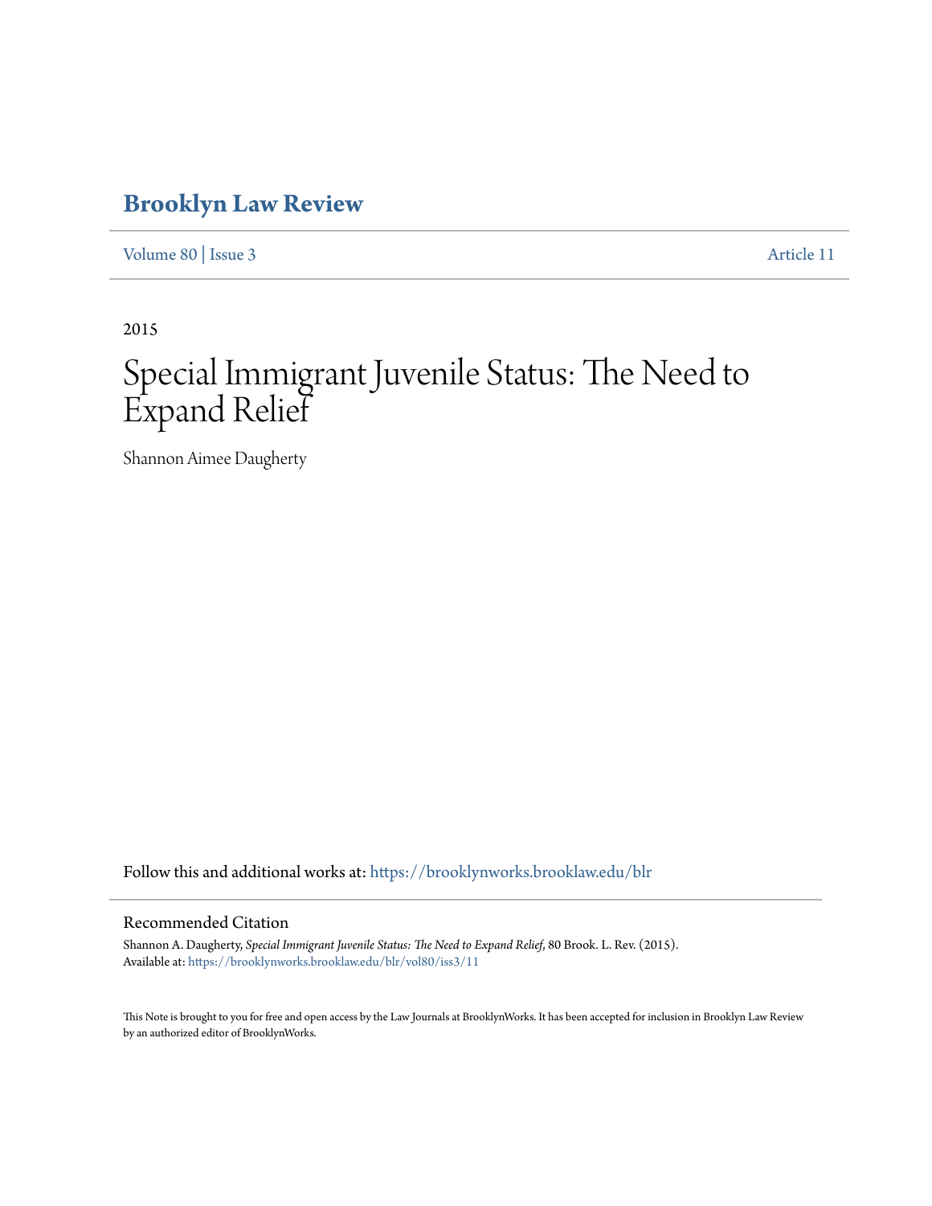# Brooklyn Law Review

Volume 80 | Issue 3 Article 11

2015

# Special Immigrant Juvenile Status: The Need to Expand Relief

Shannon Aimee Daugherty

Follow this and additional works at: https://brooklynworks.brooklaw.edu/blr

## Recommended Citation

Shannon A. Daugherty, *Special Immigrant Juvenile Status: The Need to Expand Relief*, 80 Brook. L. Rev. (2015).
Available at: https://brooklynworks.brooklaw.edu/blr/vol80/iss3/11

This Note is brought to you for free and open access by the Law Journals at BrooklynWorks. It has been accepted for inclusion in Brooklyn Law Review by an authorized editor of BrooklynWorks.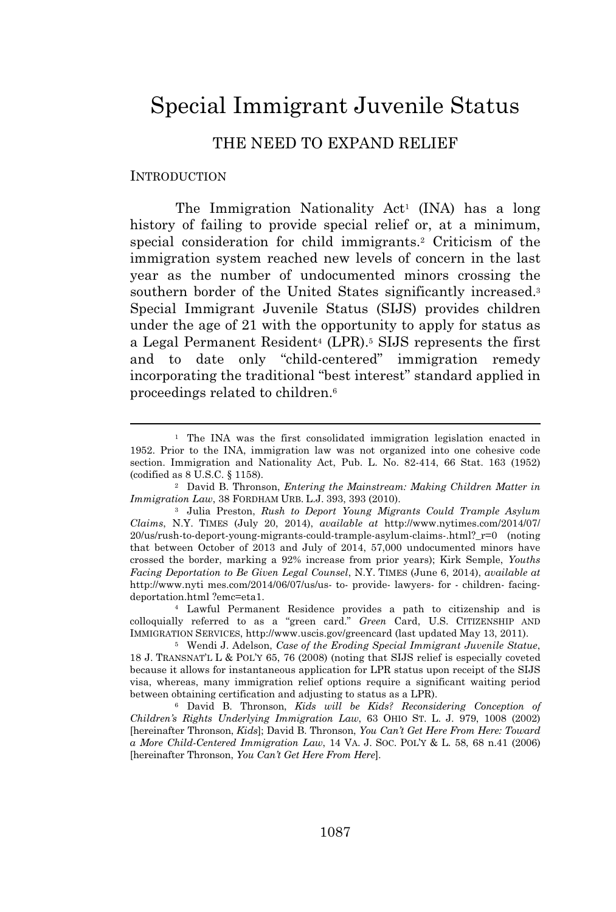# Special Immigrant Juvenile Status

## THE NEED TO EXPAND RELIEF

### INTRODUCTION

The Immigration Nationality Act[1] (INA) has a long history of failing to provide special relief or, at a minimum, special consideration for child immigrants.[2] Criticism of the immigration system reached new levels of concern in the last year as the number of undocumented minors crossing the southern border of the United States significantly increased.[3] Special Immigrant Juvenile Status (SIJS) provides children under the age of 21 with the opportunity to apply for status as a Legal Permanent Resident[4] (LPR).[5] SIJS represents the first and to date only "child-centered" immigration remedy incorporating the traditional "best interest" standard applied in proceedings related to children.[6]

---

[1] The INA was the first consolidated immigration legislation enacted in 1952. Prior to the INA, immigration law was not organized into one cohesive code section. Immigration and Nationality Act, Pub. L. No. 82-414, 66 Stat. 163 (1952) (codified as 8 U.S.C. § 1158).

[2] David B. Thronson, *Entering the Mainstream: Making Children Matter in Immigration Law*, 38 FORDHAM URB. L.J. 393, 393 (2010).

[3] Julia Preston, *Rush to Deport Young Migrants Could Trample Asylum Claims*, N.Y. TIMES (July 20, 2014), *available at* http://www.nytimes.com/2014/07/20/us/rush-to-deport-young-migrants-could-trample-asylum-claims-.html?_r=0 (noting that between October of 2013 and July of 2014, 57,000 undocumented minors have crossed the border, marking a 92% increase from prior years); Kirk Semple, *Youths Facing Deportation to Be Given Legal Counsel*, N.Y. TIMES (June 6, 2014), *available at* http://www.nyti mes.com/2014/06/07/us/us- to- provide- lawyers- for - children- facing-deportation.html ?emc=eta1.

[4] Lawful Permanent Residence provides a path to citizenship and is colloquially referred to as a "green card." *Green* Card, U.S. CITIZENSHIP AND IMMIGRATION SERVICES, http://www.uscis.gov/greencard (last updated May 13, 2011).

[5] Wendi J. Adelson, *Case of the Eroding Special Immigrant Juvenile Statue*, 18 J. TRANSNAT'L L & POL'Y 65, 76 (2008) (noting that SIJS relief is especially coveted because it allows for instantaneous application for LPR status upon receipt of the SIJS visa, whereas, many immigration relief options require a significant waiting period between obtaining certification and adjusting to status as a LPR).

[6] David B. Thronson, *Kids will be Kids? Reconsidering Conception of Children's Rights Underlying Immigration Law*, 63 OHIO ST. L. J. 979, 1008 (2002) [hereinafter Thronson, *Kids*]; David B. Thronson, *You Can't Get Here From Here: Toward a More Child-Centered Immigration Law*, 14 VA. J. SOC. POL'Y & L. 58, 68 n.41 (2006) [hereinafter Thronson, *You Can't Get Here From Here*].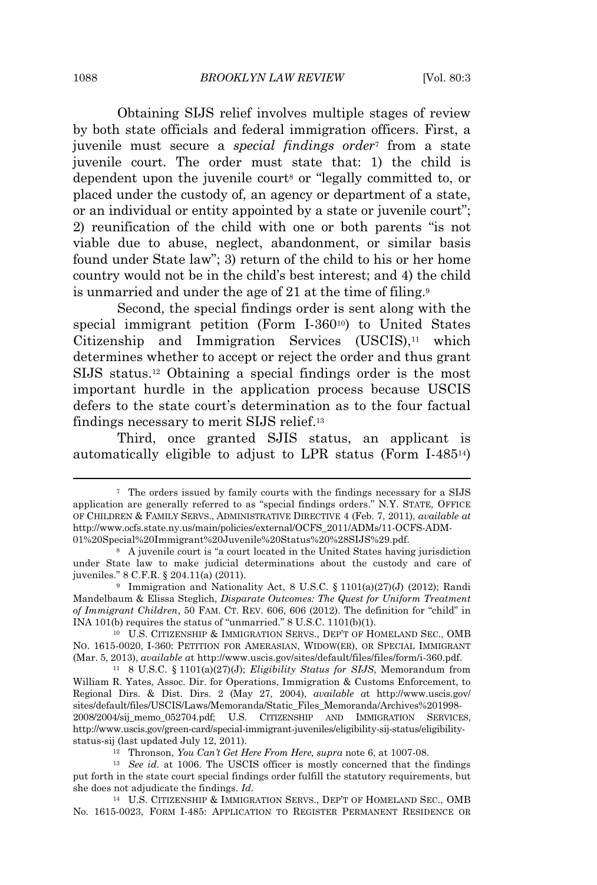Obtaining SIJS relief involves multiple stages of review by both state officials and federal immigration officers. First, a juvenile must secure a *special findings order*[7] from a state juvenile court. The order must state that: 1) the child is dependent upon the juvenile court[8] or "legally committed to, or placed under the custody of, an agency or department of a state, or an individual or entity appointed by a state or juvenile court"; 2) reunification of the child with one or both parents "is not viable due to abuse, neglect, abandonment, or similar basis found under State law"; 3) return of the child to his or her home country would not be in the child's best interest; and 4) the child is unmarried and under the age of 21 at the time of filing.[9]

Second, the special findings order is sent along with the special immigrant petition (Form I-360[10]) to United States Citizenship and Immigration Services (USCIS),[11] which determines whether to accept or reject the order and thus grant SIJS status.[12] Obtaining a special findings order is the most important hurdle in the application process because USCIS defers to the state court's determination as to the four factual findings necessary to merit SIJS relief.[13]

Third, once granted SJIS status, an applicant is automatically eligible to adjust to LPR status (Form I-485[14])

---

[7] The orders issued by family courts with the findings necessary for a SIJS application are generally referred to as "special findings orders." N.Y. STATE, OFFICE OF CHILDREN & FAMILY SERVS., ADMINISTRATIVE DIRECTIVE 4 (Feb. 7, 2011), *available at* http://www.ocfs.state.ny.us/main/policies/external/OCFS_2011/ADMs/11-OCFS-ADM-01%20Special%20Immigrant%20Juvenile%20Status%20%28SIJS%29.pdf.

[8] A juvenile court is "a court located in the United States having jurisdiction under State law to make judicial determinations about the custody and care of juveniles." 8 C.F.R. § 204.11(a) (2011).

[9] Immigration and Nationality Act, 8 U.S.C. § 1101(a)(27)(J) (2012); Randi Mandelbaum & Elissa Steglich, *Disparate Outcomes: The Quest for Uniform Treatment of Immigrant Children*, 50 FAM. CT. REV. 606, 606 (2012). The definition for "child" in INA 101(b) requires the status of "unmarried." 8 U.S.C. 1101(b)(1).

[10] U.S. CITIZENSHIP & IMMIGRATION SERVS., DEP'T OF HOMELAND SEC., OMB NO. 1615-0020, I-360: PETITION FOR AMERASIAN, WIDOW(ER), OR SPECIAL IMMIGRANT (Mar. 5, 2013), *available at* http://www.uscis.gov/sites/default/files/files/form/i-360.pdf.

[11] 8 U.S.C. § 1101(a)(27)(J); *Eligibility Status for SIJS*, Memorandum from William R. Yates, Assoc. Dir. for Operations, Immigration & Customs Enforcement, to Regional Dirs. & Dist. Dirs. 2 (May 27, 2004), *available at* http://www.uscis.gov/sites/default/files/USCIS/Laws/Memoranda/Static_Files_Memoranda/Archives%201998-2008/2004/sij_memo_052704.pdf; U.S. CITIZENSHIP AND IMMIGRATION SERVICES, http://www.uscis.gov/green-card/special-immigrant-juveniles/eligibility-sij-status/eligibility-status-sij (last updated July 12, 2011).

[12] Thronson, *You Can't Get Here From Here*, *supra* note 6, at 1007-08.

[13] *See id.* at 1006. The USCIS officer is mostly concerned that the findings put forth in the state court special findings order fulfill the statutory requirements, but she does not adjudicate the findings. *Id.*

[14] U.S. CITIZENSHIP & IMMIGRATION SERVS., DEP'T OF HOMELAND SEC., OMB No. 1615-0023, FORM I-485: APPLICATION TO REGISTER PERMANENT RESIDENCE OR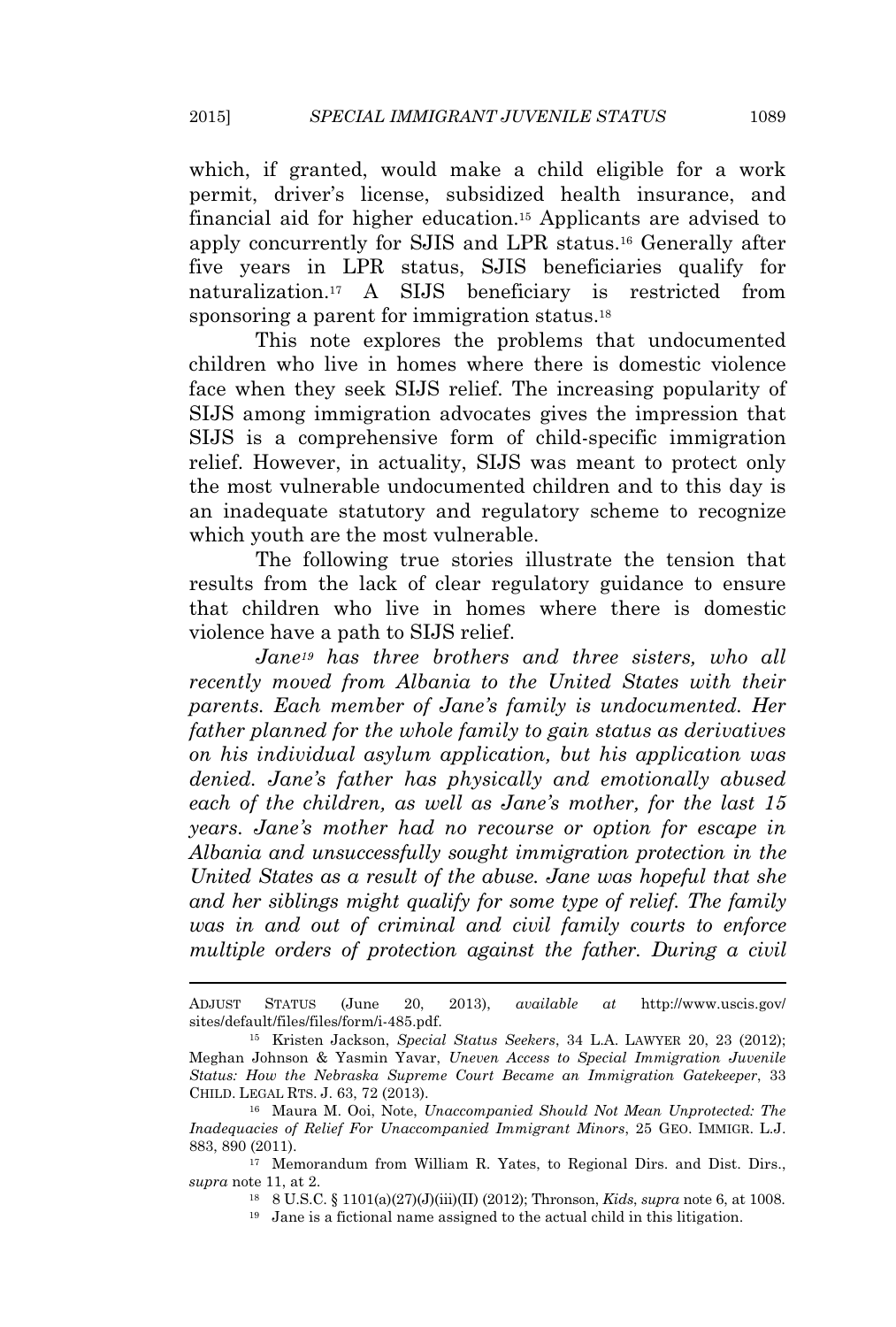which, if granted, would make a child eligible for a work permit, driver's license, subsidized health insurance, and financial aid for higher education.[15] Applicants are advised to apply concurrently for SJIS and LPR status.[16] Generally after five years in LPR status, SJIS beneficiaries qualify for naturalization.[17] A SIJS beneficiary is restricted from sponsoring a parent for immigration status.[18]

This note explores the problems that undocumented children who live in homes where there is domestic violence face when they seek SIJS relief. The increasing popularity of SIJS among immigration advocates gives the impression that SIJS is a comprehensive form of child-specific immigration relief. However, in actuality, SIJS was meant to protect only the most vulnerable undocumented children and to this day is an inadequate statutory and regulatory scheme to recognize which youth are the most vulnerable.

The following true stories illustrate the tension that results from the lack of clear regulatory guidance to ensure that children who live in homes where there is domestic violence have a path to SIJS relief.

*Jane[19] has three brothers and three sisters, who all recently moved from Albania to the United States with their parents. Each member of Jane's family is undocumented. Her father planned for the whole family to gain status as derivatives on his individual asylum application, but his application was denied. Jane's father has physically and emotionally abused each of the children, as well as Jane's mother, for the last 15 years. Jane's mother had no recourse or option for escape in Albania and unsuccessfully sought immigration protection in the United States as a result of the abuse. Jane was hopeful that she and her siblings might qualify for some type of relief. The family was in and out of criminal and civil family courts to enforce multiple orders of protection against the father. During a civil*

---

ADJUST STATUS (June 20, 2013), *available at* http://www.uscis.gov/sites/default/files/files/form/i-485.pdf.

[15] Kristen Jackson, *Special Status Seekers*, 34 L.A. LAWYER 20, 23 (2012); Meghan Johnson & Yasmin Yavar, *Uneven Access to Special Immigration Juvenile Status: How the Nebraska Supreme Court Became an Immigration Gatekeeper*, 33 CHILD. LEGAL RTS. J. 63, 72 (2013).

[16] Maura M. Ooi, Note, *Unaccompanied Should Not Mean Unprotected: The Inadequacies of Relief For Unaccompanied Immigrant Minors*, 25 GEO. IMMIGR. L.J. 883, 890 (2011).

[17] Memorandum from William R. Yates, to Regional Dirs. and Dist. Dirs., *supra* note 11, at 2.

[18] 8 U.S.C. § 1101(a)(27)(J)(iii)(II) (2012); Thronson, *Kids*, *supra* note 6, at 1008.

[19] Jane is a fictional name assigned to the actual child in this litigation.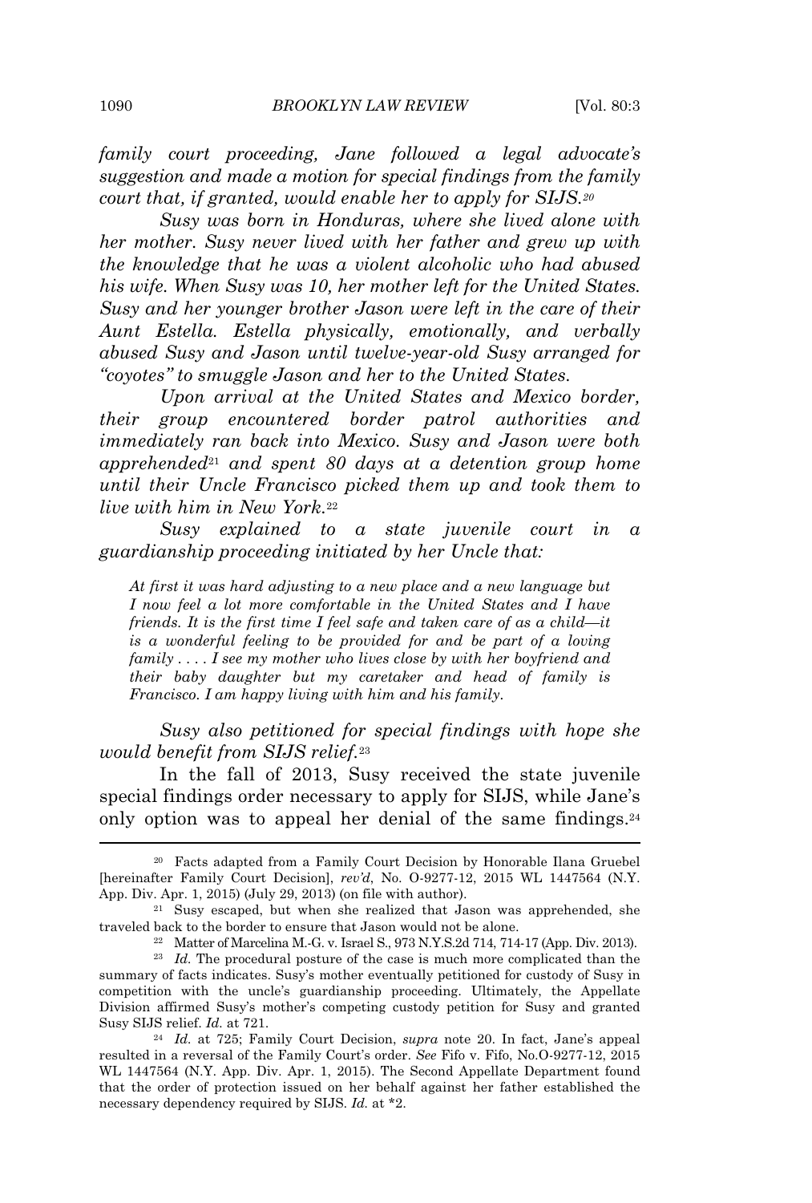*family court proceeding, Jane followed a legal advocate's suggestion and made a motion for special findings from the family court that, if granted, would enable her to apply for SIJS.*[20]

*Susy was born in Honduras, where she lived alone with her mother. Susy never lived with her father and grew up with the knowledge that he was a violent alcoholic who had abused his wife. When Susy was 10, her mother left for the United States. Susy and her younger brother Jason were left in the care of their Aunt Estella. Estella physically, emotionally, and verbally abused Susy and Jason until twelve-year-old Susy arranged for "coyotes" to smuggle Jason and her to the United States.*

*Upon arrival at the United States and Mexico border, their group encountered border patrol authorities and immediately ran back into Mexico. Susy and Jason were both apprehended*[21] *and spent 80 days at a detention group home until their Uncle Francisco picked them up and took them to live with him in New York.*[22]

*Susy explained to a state juvenile court in a guardianship proceeding initiated by her Uncle that:*

> *At first it was hard adjusting to a new place and a new language but I now feel a lot more comfortable in the United States and I have friends. It is the first time I feel safe and taken care of as a child—it is a wonderful feeling to be provided for and be part of a loving family . . . . I see my mother who lives close by with her boyfriend and their baby daughter but my caretaker and head of family is Francisco. I am happy living with him and his family.*

*Susy also petitioned for special findings with hope she would benefit from SIJS relief.*[23]

In the fall of 2013, Susy received the state juvenile special findings order necessary to apply for SIJS, while Jane's only option was to appeal her denial of the same findings.[24]

---

[20] Facts adapted from a Family Court Decision by Honorable Ilana Gruebel [hereinafter Family Court Decision], *rev'd*, No. O-9277-12, 2015 WL 1447564 (N.Y. App. Div. Apr. 1, 2015) (July 29, 2013) (on file with author).

[21] Susy escaped, but when she realized that Jason was apprehended, she traveled back to the border to ensure that Jason would not be alone.

[22] Matter of Marcelina M.-G. v. Israel S., 973 N.Y.S.2d 714, 714-17 (App. Div. 2013).

[23] *Id.* The procedural posture of the case is much more complicated than the summary of facts indicates. Susy's mother eventually petitioned for custody of Susy in competition with the uncle's guardianship proceeding. Ultimately, the Appellate Division affirmed Susy's mother's competing custody petition for Susy and granted Susy SIJS relief. *Id.* at 721.

[24] *Id.* at 725; Family Court Decision, *supra* note 20. In fact, Jane's appeal resulted in a reversal of the Family Court's order. *See* Fifo v. Fifo, No.O-9277-12, 2015 WL 1447564 (N.Y. App. Div. Apr. 1, 2015). The Second Appellate Department found that the order of protection issued on her behalf against her father established the necessary dependency required by SIJS. *Id.* at \*2.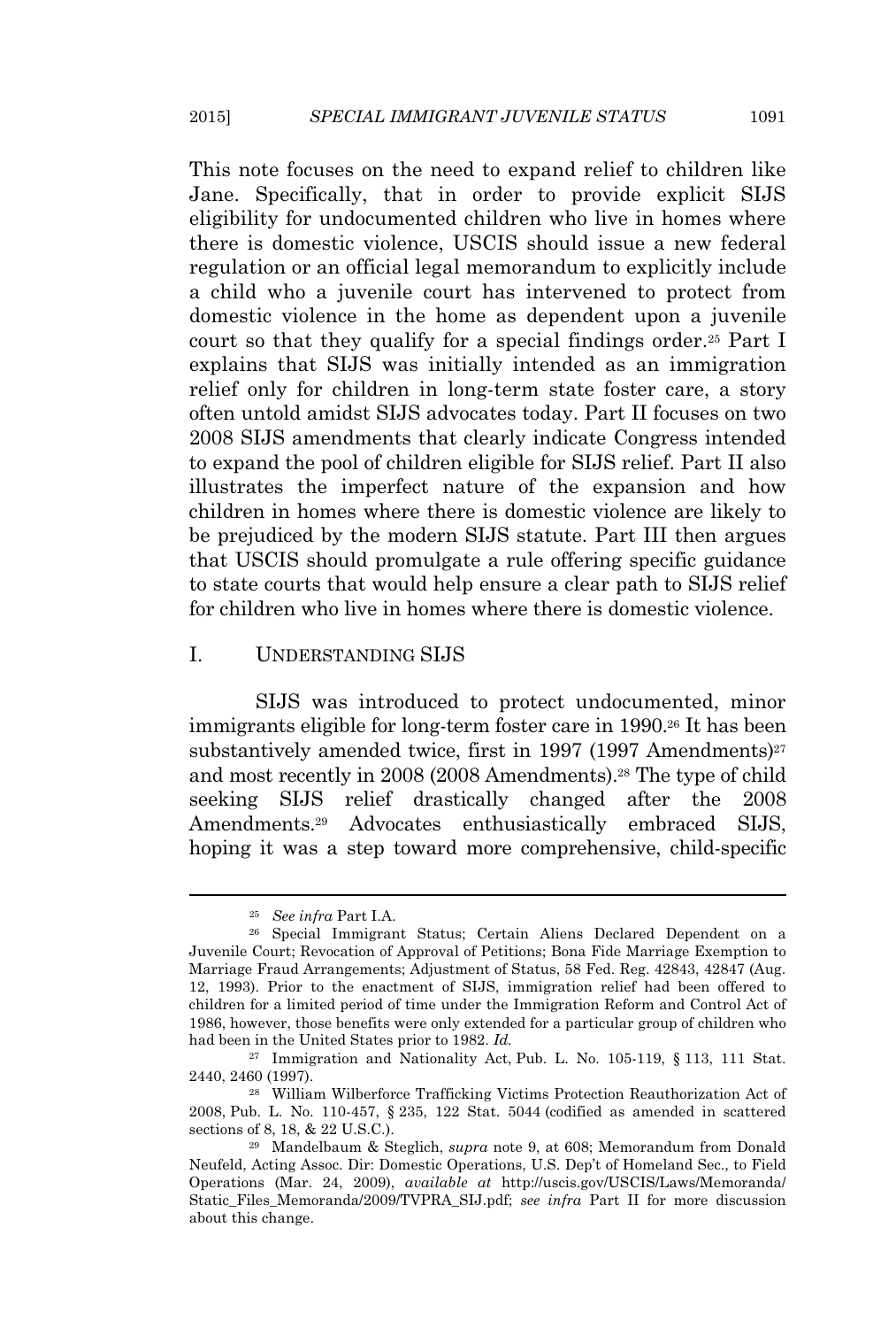This note focuses on the need to expand relief to children like Jane. Specifically, that in order to provide explicit SIJS eligibility for undocumented children who live in homes where there is domestic violence, USCIS should issue a new federal regulation or an official legal memorandum to explicitly include a child who a juvenile court has intervened to protect from domestic violence in the home as dependent upon a juvenile court so that they qualify for a special findings order.[25] Part I explains that SIJS was initially intended as an immigration relief only for children in long-term state foster care, a story often untold amidst SIJS advocates today. Part II focuses on two 2008 SIJS amendments that clearly indicate Congress intended to expand the pool of children eligible for SIJS relief. Part II also illustrates the imperfect nature of the expansion and how children in homes where there is domestic violence are likely to be prejudiced by the modern SIJS statute. Part III then argues that USCIS should promulgate a rule offering specific guidance to state courts that would help ensure a clear path to SIJS relief for children who live in homes where there is domestic violence.

## I. UNDERSTANDING SIJS

SIJS was introduced to protect undocumented, minor immigrants eligible for long-term foster care in 1990.[26] It has been substantively amended twice, first in 1997 (1997 Amendments)[27] and most recently in 2008 (2008 Amendments).[28] The type of child seeking SIJS relief drastically changed after the 2008 Amendments.[29] Advocates enthusiastically embraced SIJS, hoping it was a step toward more comprehensive, child-specific

---

[25] *See infra* Part I.A.

[26] Special Immigrant Status; Certain Aliens Declared Dependent on a Juvenile Court; Revocation of Approval of Petitions; Bona Fide Marriage Exemption to Marriage Fraud Arrangements; Adjustment of Status, 58 Fed. Reg. 42843, 42847 (Aug. 12, 1993). Prior to the enactment of SIJS, immigration relief had been offered to children for a limited period of time under the Immigration Reform and Control Act of 1986, however, those benefits were only extended for a particular group of children who had been in the United States prior to 1982. *Id.*

[27] Immigration and Nationality Act, Pub. L. No. 105-119, § 113, 111 Stat. 2440, 2460 (1997).

[28] William Wilberforce Trafficking Victims Protection Reauthorization Act of 2008, Pub. L. No. 110-457, § 235, 122 Stat. 5044 (codified as amended in scattered sections of 8, 18, & 22 U.S.C.).

[29] Mandelbaum & Steglich, *supra* note 9, at 608; Memorandum from Donald Neufeld, Acting Assoc. Dir: Domestic Operations, U.S. Dep't of Homeland Sec., to Field Operations (Mar. 24, 2009), *available at* http://uscis.gov/USCIS/Laws/Memoranda/Static_Files_Memoranda/2009/TVPRA_SIJ.pdf; *see infra* Part II for more discussion about this change.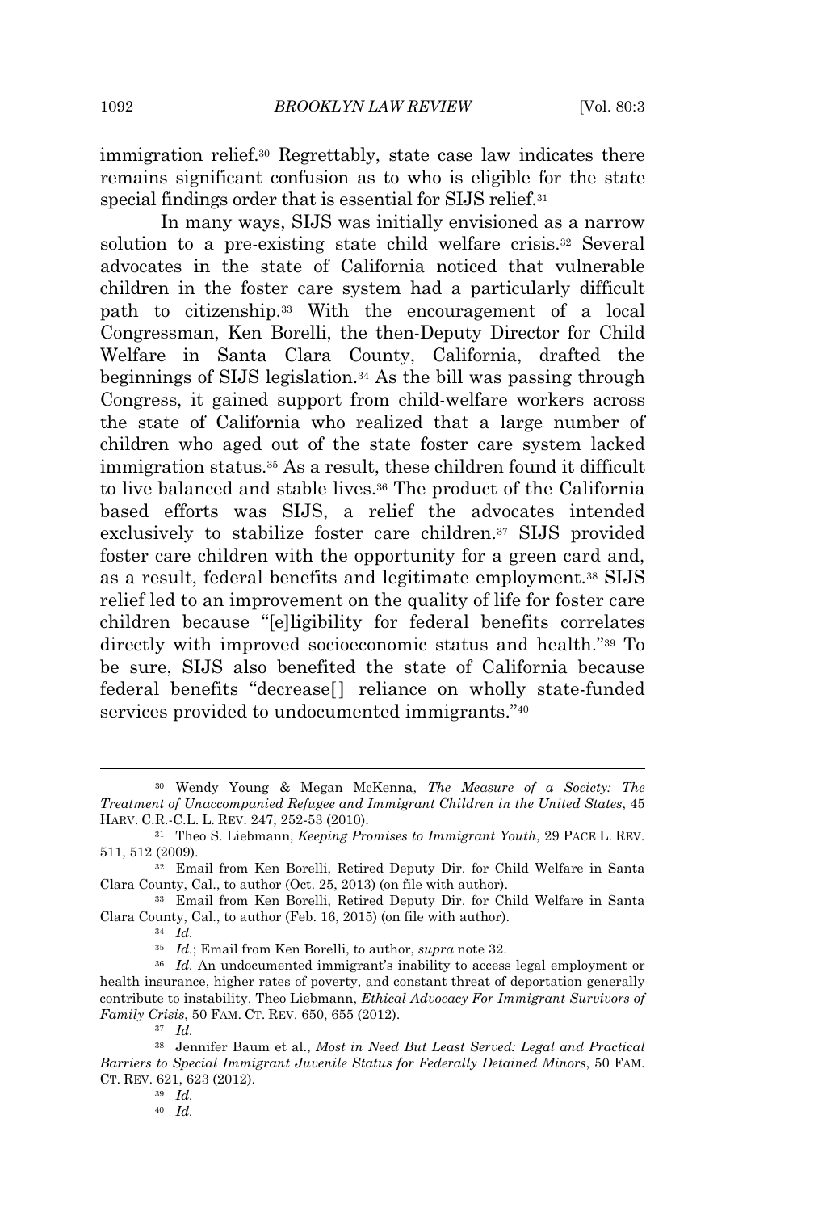immigration relief.[30] Regrettably, state case law indicates there remains significant confusion as to who is eligible for the state special findings order that is essential for SIJS relief.[31]

In many ways, SIJS was initially envisioned as a narrow solution to a pre-existing state child welfare crisis.[32] Several advocates in the state of California noticed that vulnerable children in the foster care system had a particularly difficult path to citizenship.[33] With the encouragement of a local Congressman, Ken Borelli, the then-Deputy Director for Child Welfare in Santa Clara County, California, drafted the beginnings of SIJS legislation.[34] As the bill was passing through Congress, it gained support from child-welfare workers across the state of California who realized that a large number of children who aged out of the state foster care system lacked immigration status.[35] As a result, these children found it difficult to live balanced and stable lives.[36] The product of the California based efforts was SIJS, a relief the advocates intended exclusively to stabilize foster care children.[37] SIJS provided foster care children with the opportunity for a green card and, as a result, federal benefits and legitimate employment.[38] SIJS relief led to an improvement on the quality of life for foster care children because "[e]ligibility for federal benefits correlates directly with improved socioeconomic status and health."[39] To be sure, SIJS also benefited the state of California because federal benefits "decrease[] reliance on wholly state-funded services provided to undocumented immigrants."[40]

---

[30] Wendy Young & Megan McKenna, *The Measure of a Society: The Treatment of Unaccompanied Refugee and Immigrant Children in the United States*, 45 HARV. C.R.-C.L. L. REV. 247, 252-53 (2010).

[31] Theo S. Liebmann, *Keeping Promises to Immigrant Youth*, 29 PACE L. REV. 511, 512 (2009).

[32] Email from Ken Borelli, Retired Deputy Dir. for Child Welfare in Santa Clara County, Cal., to author (Oct. 25, 2013) (on file with author).

[33] Email from Ken Borelli, Retired Deputy Dir. for Child Welfare in Santa Clara County, Cal., to author (Feb. 16, 2015) (on file with author).

[34] *Id.*

[35] *Id.*; Email from Ken Borelli, to author, *supra* note 32.

[36] *Id.* An undocumented immigrant's inability to access legal employment or health insurance, higher rates of poverty, and constant threat of deportation generally contribute to instability. Theo Liebmann, *Ethical Advocacy For Immigrant Survivors of Family Crisis*, 50 FAM. CT. REV. 650, 655 (2012).

[37] *Id.*

[38] Jennifer Baum et al., *Most in Need But Least Served: Legal and Practical Barriers to Special Immigrant Juvenile Status for Federally Detained Minors*, 50 FAM. CT. REV. 621, 623 (2012).

[39] *Id.*

[40] *Id.*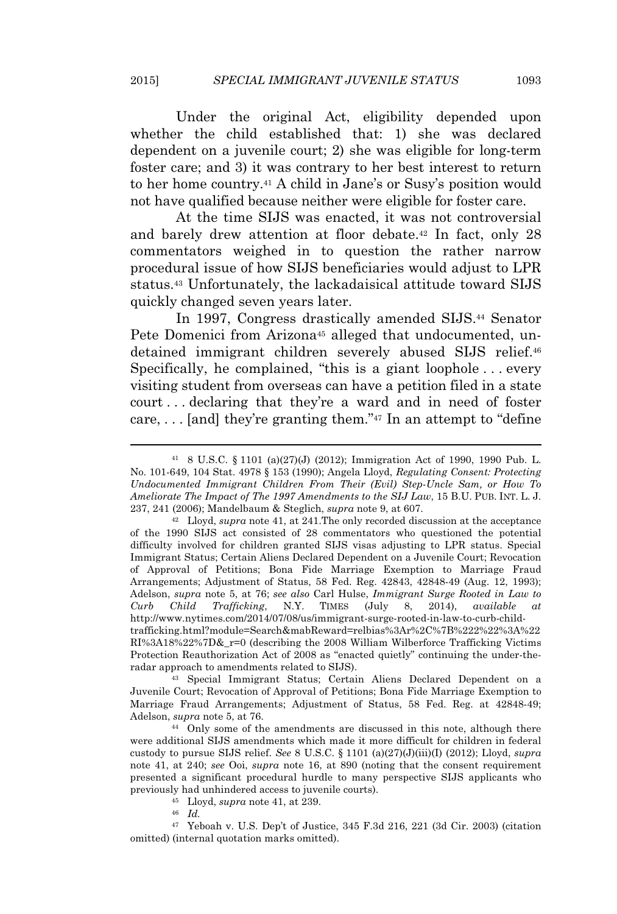Under the original Act, eligibility depended upon whether the child established that: 1) she was declared dependent on a juvenile court; 2) she was eligible for long-term foster care; and 3) it was contrary to her best interest to return to her home country.[41] A child in Jane's or Susy's position would not have qualified because neither were eligible for foster care.

At the time SIJS was enacted, it was not controversial and barely drew attention at floor debate.[42] In fact, only 28 commentators weighed in to question the rather narrow procedural issue of how SIJS beneficiaries would adjust to LPR status.[43] Unfortunately, the lackadaisical attitude toward SIJS quickly changed seven years later.

In 1997, Congress drastically amended SIJS.[44] Senator Pete Domenici from Arizona[45] alleged that undocumented, un-detained immigrant children severely abused SIJS relief.[46] Specifically, he complained, "this is a giant loophole . . . every visiting student from overseas can have a petition filed in a state court . . . declaring that they're a ward and in need of foster care, . . . [and] they're granting them."[47] In an attempt to "define

---

[41] 8 U.S.C. § 1101 (a)(27)(J) (2012); Immigration Act of 1990, 1990 Pub. L. No. 101-649, 104 Stat. 4978 § 153 (1990); Angela Lloyd, *Regulating Consent: Protecting Undocumented Immigrant Children From Their (Evil) Step-Uncle Sam, or How To Ameliorate The Impact of The 1997 Amendments to the SIJ Law*, 15 B.U. PUB. INT. L. J. 237, 241 (2006); Mandelbaum & Steglich, *supra* note 9, at 607.

[42] Lloyd, *supra* note 41, at 241.The only recorded discussion at the acceptance of the 1990 SIJS act consisted of 28 commentators who questioned the potential difficulty involved for children granted SIJS visas adjusting to LPR status. Special Immigrant Status; Certain Aliens Declared Dependent on a Juvenile Court; Revocation of Approval of Petitions; Bona Fide Marriage Exemption to Marriage Fraud Arrangements; Adjustment of Status, 58 Fed. Reg. 42843, 42848-49 (Aug. 12, 1993); Adelson, *supra* note 5, at 76; *see also* Carl Hulse, *Immigrant Surge Rooted in Law to Curb Child Trafficking*, N.Y. TIMES (July 8, 2014), *available at* http://www.nytimes.com/2014/07/08/us/immigrant-surge-rooted-in-law-to-curb-child-trafficking.html?module=Search&mabReward=relbias%3Ar%2C%7B%222%22%3A%22RI%3A18%22%7D&_r=0 (describing the 2008 William Wilberforce Trafficking Victims Protection Reauthorization Act of 2008 as "enacted quietly" continuing the under-the-radar approach to amendments related to SIJS).

[43] Special Immigrant Status; Certain Aliens Declared Dependent on a Juvenile Court; Revocation of Approval of Petitions; Bona Fide Marriage Exemption to Marriage Fraud Arrangements; Adjustment of Status, 58 Fed. Reg. at 42848-49; Adelson, *supra* note 5, at 76.

[44] Only some of the amendments are discussed in this note, although there were additional SIJS amendments which made it more difficult for children in federal custody to pursue SIJS relief. *See* 8 U.S.C. § 1101 (a)(27)(J)(iii)(I) (2012); Lloyd, *supra* note 41, at 240; *see* Ooi, *supra* note 16, at 890 (noting that the consent requirement presented a significant procedural hurdle to many perspective SIJS applicants who previously had unhindered access to juvenile courts).

[45] Lloyd, *supra* note 41, at 239.

[46] *Id.*

[47] Yeboah v. U.S. Dep't of Justice, 345 F.3d 216, 221 (3d Cir. 2003) (citation omitted) (internal quotation marks omitted).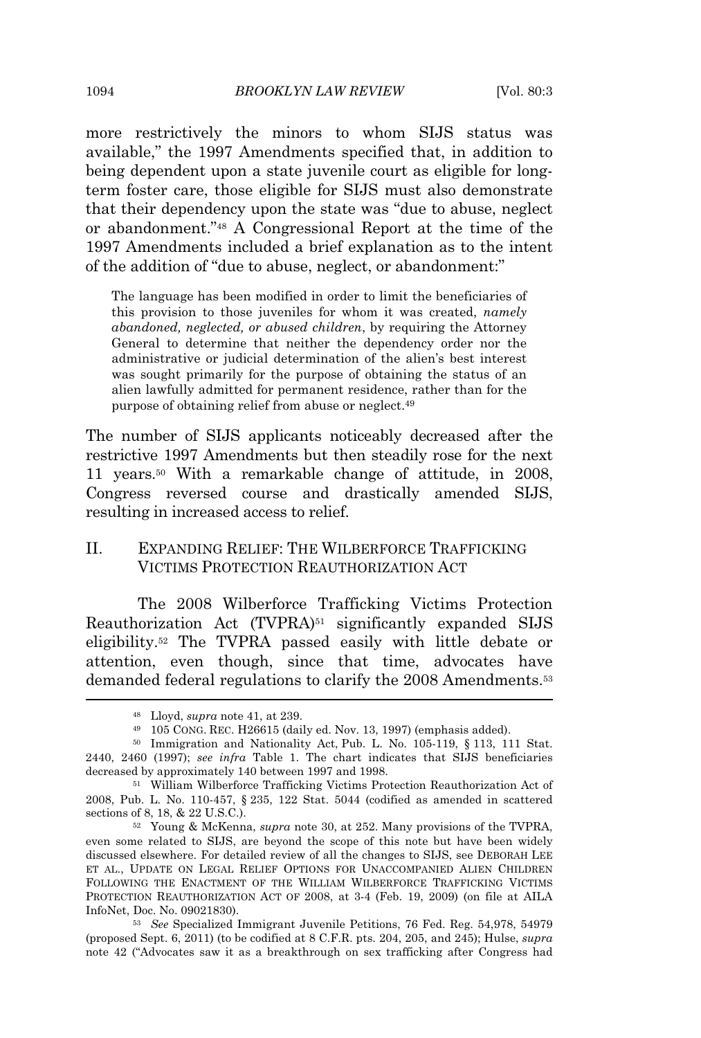more restrictively the minors to whom SIJS status was available," the 1997 Amendments specified that, in addition to being dependent upon a state juvenile court as eligible for long-term foster care, those eligible for SIJS must also demonstrate that their dependency upon the state was "due to abuse, neglect or abandonment."[48] A Congressional Report at the time of the 1997 Amendments included a brief explanation as to the intent of the addition of "due to abuse, neglect, or abandonment:"

> The language has been modified in order to limit the beneficiaries of this provision to those juveniles for whom it was created, *namely abandoned, neglected, or abused children*, by requiring the Attorney General to determine that neither the dependency order nor the administrative or judicial determination of the alien's best interest was sought primarily for the purpose of obtaining the status of an alien lawfully admitted for permanent residence, rather than for the purpose of obtaining relief from abuse or neglect.[49]

The number of SIJS applicants noticeably decreased after the restrictive 1997 Amendments but then steadily rose for the next 11 years.[50] With a remarkable change of attitude, in 2008, Congress reversed course and drastically amended SIJS, resulting in increased access to relief.

## II. EXPANDING RELIEF: THE WILBERFORCE TRAFFICKING VICTIMS PROTECTION REAUTHORIZATION ACT

The 2008 Wilberforce Trafficking Victims Protection Reauthorization Act (TVPRA)[51] significantly expanded SIJS eligibility.[52] The TVPRA passed easily with little debate or attention, even though, since that time, advocates have demanded federal regulations to clarify the 2008 Amendments.[53]

---

[48] Lloyd, *supra* note 41, at 239.

[49] 105 CONG. REC. H26615 (daily ed. Nov. 13, 1997) (emphasis added).

[50] Immigration and Nationality Act, Pub. L. No. 105-119, § 113, 111 Stat. 2440, 2460 (1997); *see infra* Table 1. The chart indicates that SIJS beneficiaries decreased by approximately 140 between 1997 and 1998.

[51] William Wilberforce Trafficking Victims Protection Reauthorization Act of 2008, Pub. L. No. 110-457, § 235, 122 Stat. 5044 (codified as amended in scattered sections of 8, 18, & 22 U.S.C.).

[52] Young & McKenna, *supra* note 30, at 252. Many provisions of the TVPRA, even some related to SIJS, are beyond the scope of this note but have been widely discussed elsewhere. For detailed review of all the changes to SIJS, see DEBORAH LEE ET AL., UPDATE ON LEGAL RELIEF OPTIONS FOR UNACCOMPANIED ALIEN CHILDREN FOLLOWING THE ENACTMENT OF THE WILLIAM WILBERFORCE TRAFFICKING VICTIMS PROTECTION REAUTHORIZATION ACT OF 2008, at 3-4 (Feb. 19, 2009) (on file at AILA InfoNet, Doc. No. 09021830).

[53] *See* Specialized Immigrant Juvenile Petitions, 76 Fed. Reg. 54,978, 54979 (proposed Sept. 6, 2011) (to be codified at 8 C.F.R. pts. 204, 205, and 245); Hulse, *supra* note 42 ("Advocates saw it as a breakthrough on sex trafficking after Congress had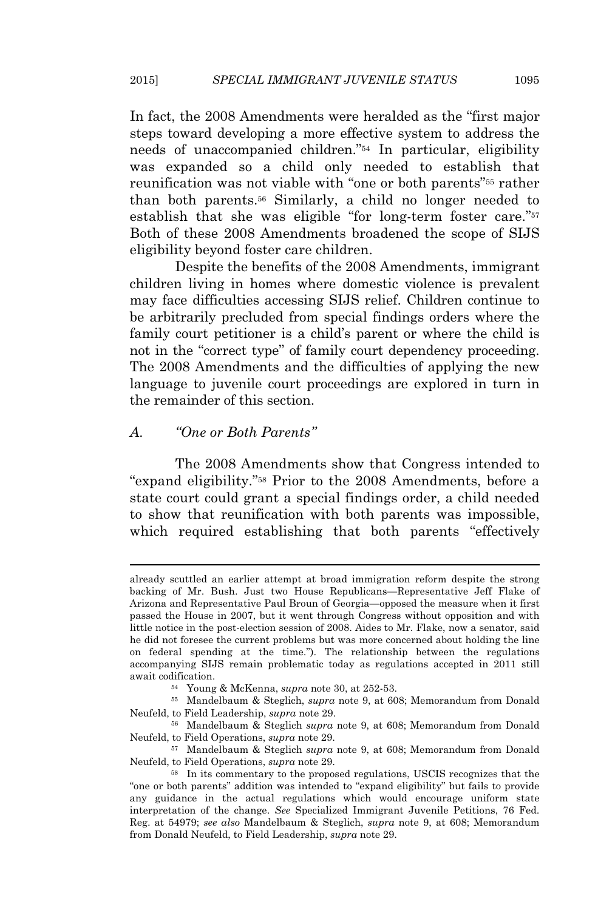In fact, the 2008 Amendments were heralded as the "first major steps toward developing a more effective system to address the needs of unaccompanied children."[54] In particular, eligibility was expanded so a child only needed to establish that reunification was not viable with "one or both parents"[55] rather than both parents.[56] Similarly, a child no longer needed to establish that she was eligible "for long-term foster care."[57] Both of these 2008 Amendments broadened the scope of SIJS eligibility beyond foster care children.

Despite the benefits of the 2008 Amendments, immigrant children living in homes where domestic violence is prevalent may face difficulties accessing SIJS relief. Children continue to be arbitrarily precluded from special findings orders where the family court petitioner is a child's parent or where the child is not in the "correct type" of family court dependency proceeding. The 2008 Amendments and the difficulties of applying the new language to juvenile court proceedings are explored in turn in the remainder of this section.

### *A. "One or Both Parents"*

The 2008 Amendments show that Congress intended to "expand eligibility."[58] Prior to the 2008 Amendments, before a state court could grant a special findings order, a child needed to show that reunification with both parents was impossible, which required establishing that both parents "effectively

---

already scuttled an earlier attempt at broad immigration reform despite the strong backing of Mr. Bush. Just two House Republicans—Representative Jeff Flake of Arizona and Representative Paul Broun of Georgia—opposed the measure when it first passed the House in 2007, but it went through Congress without opposition and with little notice in the post-election session of 2008. Aides to Mr. Flake, now a senator, said he did not foresee the current problems but was more concerned about holding the line on federal spending at the time."). The relationship between the regulations accompanying SIJS remain problematic today as regulations accepted in 2011 still await codification.

[54] Young & McKenna, *supra* note 30, at 252-53.

[55] Mandelbaum & Steglich, *supra* note 9, at 608; Memorandum from Donald Neufeld, to Field Leadership, *supra* note 29.

[56] Mandelbaum & Steglich *supra* note 9, at 608; Memorandum from Donald Neufeld, to Field Operations, *supra* note 29.

[57] Mandelbaum & Steglich *supra* note 9, at 608; Memorandum from Donald Neufeld, to Field Operations, *supra* note 29.

[58] In its commentary to the proposed regulations, USCIS recognizes that the "one or both parents" addition was intended to "expand eligibility" but fails to provide any guidance in the actual regulations which would encourage uniform state interpretation of the change. *See* Specialized Immigrant Juvenile Petitions, 76 Fed. Reg. at 54979; *see also* Mandelbaum & Steglich, *supra* note 9, at 608; Memorandum from Donald Neufeld, to Field Leadership, *supra* note 29.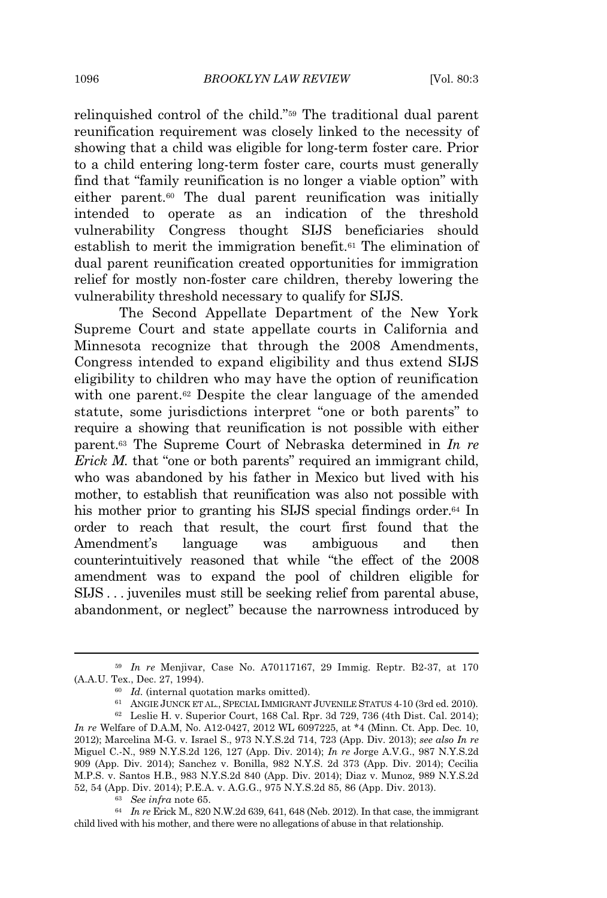relinquished control of the child."[59] The traditional dual parent reunification requirement was closely linked to the necessity of showing that a child was eligible for long-term foster care. Prior to a child entering long-term foster care, courts must generally find that "family reunification is no longer a viable option" with either parent.[60] The dual parent reunification was initially intended to operate as an indication of the threshold vulnerability Congress thought SIJS beneficiaries should establish to merit the immigration benefit.[61] The elimination of dual parent reunification created opportunities for immigration relief for mostly non-foster care children, thereby lowering the vulnerability threshold necessary to qualify for SIJS.

The Second Appellate Department of the New York Supreme Court and state appellate courts in California and Minnesota recognize that through the 2008 Amendments, Congress intended to expand eligibility and thus extend SIJS eligibility to children who may have the option of reunification with one parent.[62] Despite the clear language of the amended statute, some jurisdictions interpret "one or both parents" to require a showing that reunification is not possible with either parent.[63] The Supreme Court of Nebraska determined in *In re Erick M.* that "one or both parents" required an immigrant child, who was abandoned by his father in Mexico but lived with his mother, to establish that reunification was also not possible with his mother prior to granting his SIJS special findings order.[64] In order to reach that result, the court first found that the Amendment's language was ambiguous and then counterintuitively reasoned that while "the effect of the 2008 amendment was to expand the pool of children eligible for SIJS . . . juveniles must still be seeking relief from parental abuse, abandonment, or neglect" because the narrowness introduced by

---

[59] *In re* Menjivar, Case No. A70117167, 29 Immig. Reptr. B2-37, at 170 (A.A.U. Tex., Dec. 27, 1994).

[60] *Id.* (internal quotation marks omitted).

[61] ANGIE JUNCK ET AL., SPECIAL IMMIGRANT JUVENILE STATUS 4-10 (3rd ed. 2010).

[62] Leslie H. v. Superior Court, 168 Cal. Rpr. 3d 729, 736 (4th Dist. Cal. 2014); *In re* Welfare of D.A.M, No. A12-0427, 2012 WL 6097225, at *4 (Minn. Ct. App. Dec. 10, 2012); Marcelina M-G. v. Israel S., 973 N.Y.S.2d 714, 723 (App. Div. 2013); *see also In re* Miguel C.-N., 989 N.Y.S.2d 126, 127 (App. Div. 2014); *In re* Jorge A.V.G., 987 N.Y.S.2d 909 (App. Div. 2014); Sanchez v. Bonilla, 982 N.Y.S. 2d 373 (App. Div. 2014); Cecilia M.P.S. v. Santos H.B., 983 N.Y.S.2d 840 (App. Div. 2014); Diaz v. Munoz, 989 N.Y.S.2d 52, 54 (App. Div. 2014); P.E.A. v. A.G.G., 975 N.Y.S.2d 85, 86 (App. Div. 2013).

[63] *See infra* note 65.

[64] *In re* Erick M., 820 N.W.2d 639, 641, 648 (Neb. 2012). In that case, the immigrant child lived with his mother, and there were no allegations of abuse in that relationship.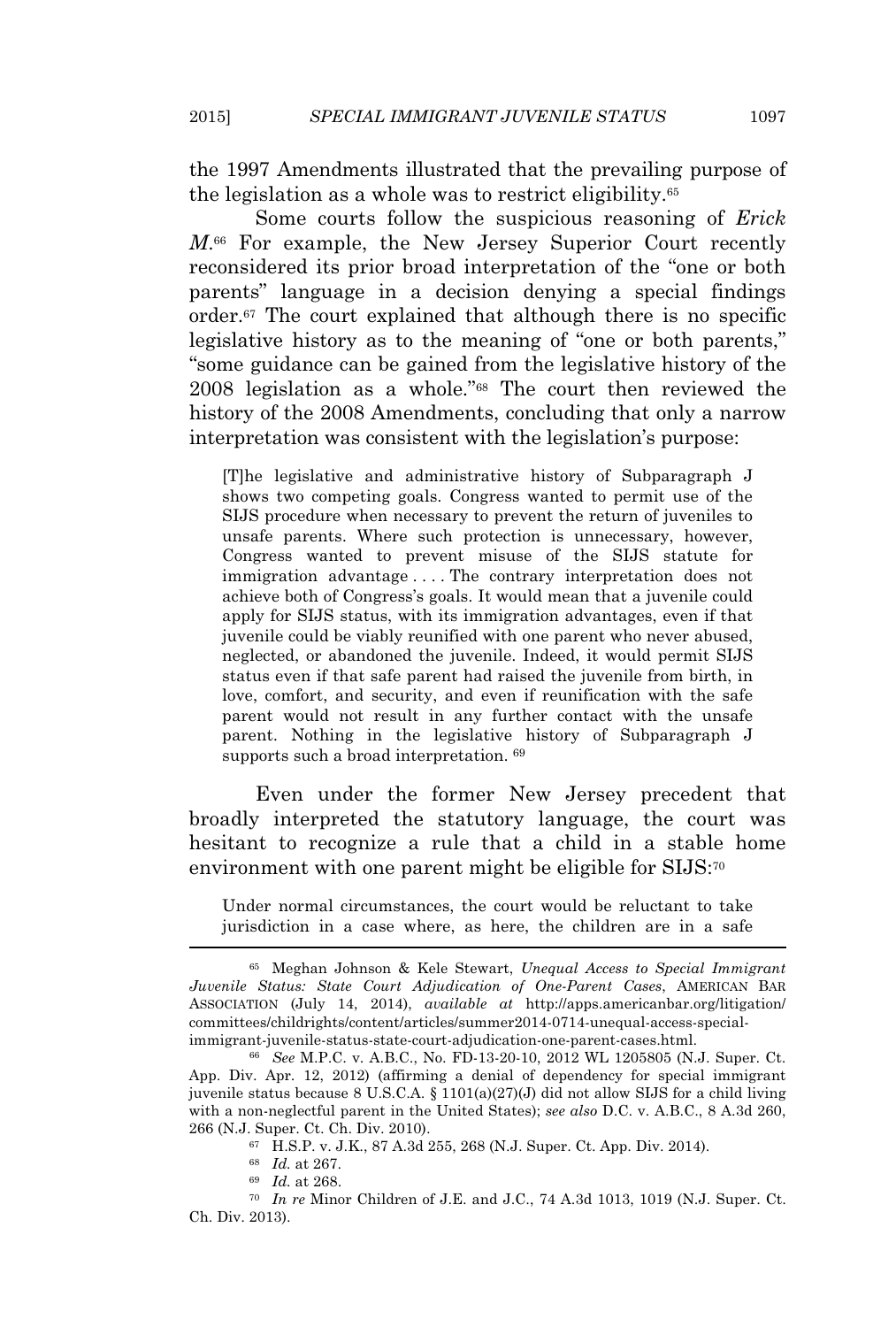the 1997 Amendments illustrated that the prevailing purpose of the legislation as a whole was to restrict eligibility.[65]

Some courts follow the suspicious reasoning of *Erick M.*[66] For example, the New Jersey Superior Court recently reconsidered its prior broad interpretation of the "one or both parents" language in a decision denying a special findings order.[67] The court explained that although there is no specific legislative history as to the meaning of "one or both parents," "some guidance can be gained from the legislative history of the 2008 legislation as a whole."[68] The court then reviewed the history of the 2008 Amendments, concluding that only a narrow interpretation was consistent with the legislation's purpose:

> [T]he legislative and administrative history of Subparagraph J shows two competing goals. Congress wanted to permit use of the SIJS procedure when necessary to prevent the return of juveniles to unsafe parents. Where such protection is unnecessary, however, Congress wanted to prevent misuse of the SIJS statute for immigration advantage . . . . The contrary interpretation does not achieve both of Congress's goals. It would mean that a juvenile could apply for SIJS status, with its immigration advantages, even if that juvenile could be viably reunified with one parent who never abused, neglected, or abandoned the juvenile. Indeed, it would permit SIJS status even if that safe parent had raised the juvenile from birth, in love, comfort, and security, and even if reunification with the safe parent would not result in any further contact with the unsafe parent. Nothing in the legislative history of Subparagraph J supports such a broad interpretation. [69]

Even under the former New Jersey precedent that broadly interpreted the statutory language, the court was hesitant to recognize a rule that a child in a stable home environment with one parent might be eligible for SIJS:[70]

> Under normal circumstances, the court would be reluctant to take jurisdiction in a case where, as here, the children are in a safe

---

[65] Meghan Johnson & Kele Stewart, *Unequal Access to Special Immigrant Juvenile Status: State Court Adjudication of One-Parent Cases*, AMERICAN BAR ASSOCIATION (July 14, 2014), *available at* http://apps.americanbar.org/litigation/committees/childrights/content/articles/summer2014-0714-unequal-access-special-immigrant-juvenile-status-state-court-adjudication-one-parent-cases.html.

[66] *See* M.P.C. v. A.B.C., No. FD-13-20-10, 2012 WL 1205805 (N.J. Super. Ct. App. Div. Apr. 12, 2012) (affirming a denial of dependency for special immigrant juvenile status because 8 U.S.C.A. § 1101(a)(27)(J) did not allow SIJS for a child living with a non-neglectful parent in the United States); *see also* D.C. v. A.B.C., 8 A.3d 260, 266 (N.J. Super. Ct. Ch. Div. 2010).

[67] H.S.P. v. J.K., 87 A.3d 255, 268 (N.J. Super. Ct. App. Div. 2014).

[68] *Id.* at 267.

[69] *Id.* at 268.

[70] *In re* Minor Children of J.E. and J.C., 74 A.3d 1013, 1019 (N.J. Super. Ct. Ch. Div. 2013).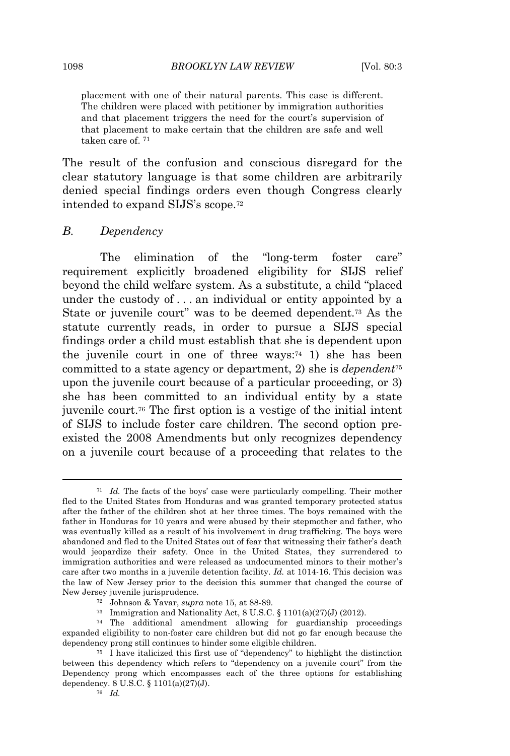> placement with one of their natural parents. This case is different. The children were placed with petitioner by immigration authorities and that placement triggers the need for the court's supervision of that placement to make certain that the children are safe and well taken care of. [71]

The result of the confusion and conscious disregard for the clear statutory language is that some children are arbitrarily denied special findings orders even though Congress clearly intended to expand SIJS's scope.[72]

### *B. Dependency*

The elimination of the "long-term foster care" requirement explicitly broadened eligibility for SIJS relief beyond the child welfare system. As a substitute, a child "placed under the custody of . . . an individual or entity appointed by a State or juvenile court" was to be deemed dependent.[73] As the statute currently reads, in order to pursue a SIJS special findings order a child must establish that she is dependent upon the juvenile court in one of three ways:[74] 1) she has been committed to a state agency or department, 2) she is *dependent*[75] upon the juvenile court because of a particular proceeding, or 3) she has been committed to an individual entity by a state juvenile court.[76] The first option is a vestige of the initial intent of SIJS to include foster care children. The second option pre-existed the 2008 Amendments but only recognizes dependency on a juvenile court because of a proceeding that relates to the

---

[71] *Id.* The facts of the boys' case were particularly compelling. Their mother fled to the United States from Honduras and was granted temporary protected status after the father of the children shot at her three times. The boys remained with the father in Honduras for 10 years and were abused by their stepmother and father, who was eventually killed as a result of his involvement in drug trafficking. The boys were abandoned and fled to the United States out of fear that witnessing their father's death would jeopardize their safety. Once in the United States, they surrendered to immigration authorities and were released as undocumented minors to their mother's care after two months in a juvenile detention facility. *Id.* at 1014-16. This decision was the law of New Jersey prior to the decision this summer that changed the course of New Jersey juvenile jurisprudence.

[72] Johnson & Yavar, *supra* note 15, at 88-89.

[73] Immigration and Nationality Act, 8 U.S.C. § 1101(a)(27)(J) (2012).

[74] The additional amendment allowing for guardianship proceedings expanded eligibility to non-foster care children but did not go far enough because the dependency prong still continues to hinder some eligible children.

[75] I have italicized this first use of "dependency" to highlight the distinction between this dependency which refers to "dependency on a juvenile court" from the Dependency prong which encompasses each of the three options for establishing dependency. 8 U.S.C. § 1101(a)(27)(J).

[76] *Id.*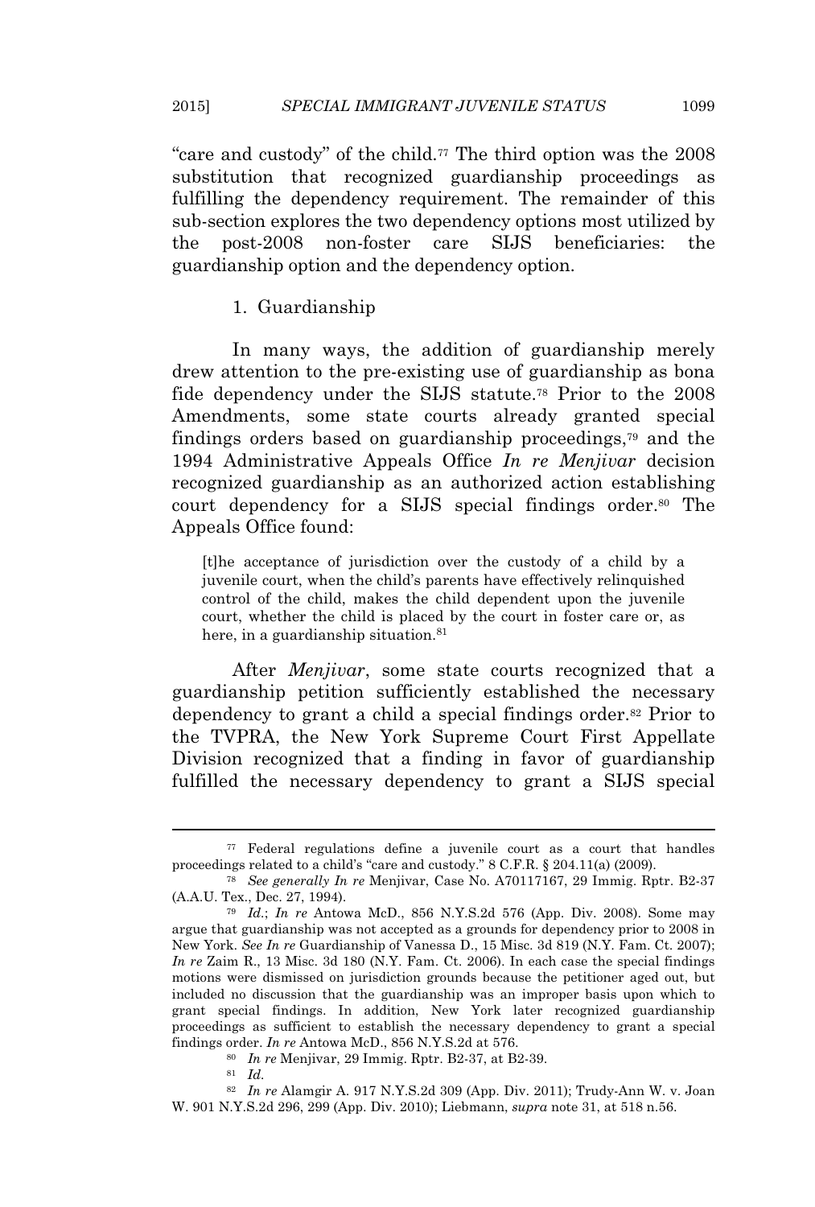"care and custody" of the child.[77] The third option was the 2008 substitution that recognized guardianship proceedings as fulfilling the dependency requirement. The remainder of this sub-section explores the two dependency options most utilized by the post-2008 non-foster care SIJS beneficiaries: the guardianship option and the dependency option.

1. Guardianship

In many ways, the addition of guardianship merely drew attention to the pre-existing use of guardianship as bona fide dependency under the SIJS statute.[78] Prior to the 2008 Amendments, some state courts already granted special findings orders based on guardianship proceedings,[79] and the 1994 Administrative Appeals Office *In re Menjivar* decision recognized guardianship as an authorized action establishing court dependency for a SIJS special findings order.[80] The Appeals Office found:

> [t]he acceptance of jurisdiction over the custody of a child by a juvenile court, when the child's parents have effectively relinquished control of the child, makes the child dependent upon the juvenile court, whether the child is placed by the court in foster care or, as here, in a guardianship situation.[81]

After *Menjivar*, some state courts recognized that a guardianship petition sufficiently established the necessary dependency to grant a child a special findings order.[82] Prior to the TVPRA, the New York Supreme Court First Appellate Division recognized that a finding in favor of guardianship fulfilled the necessary dependency to grant a SIJS special

---

[77] Federal regulations define a juvenile court as a court that handles proceedings related to a child's "care and custody." 8 C.F.R. § 204.11(a) (2009).

[78] *See generally In re* Menjivar, Case No. A70117167, 29 Immig. Rptr. B2-37 (A.A.U. Tex., Dec. 27, 1994).

[79] *Id.*; *In re* Antowa McD., 856 N.Y.S.2d 576 (App. Div. 2008). Some may argue that guardianship was not accepted as a grounds for dependency prior to 2008 in New York. *See In re* Guardianship of Vanessa D., 15 Misc. 3d 819 (N.Y. Fam. Ct. 2007); *In re* Zaim R., 13 Misc. 3d 180 (N.Y. Fam. Ct. 2006). In each case the special findings motions were dismissed on jurisdiction grounds because the petitioner aged out, but included no discussion that the guardianship was an improper basis upon which to grant special findings. In addition, New York later recognized guardianship proceedings as sufficient to establish the necessary dependency to grant a special findings order. *In re* Antowa McD., 856 N.Y.S.2d at 576.

[80] *In re* Menjivar, 29 Immig. Rptr. B2-37, at B2-39.

[81] *Id.*

[82] *In re* Alamgir A. 917 N.Y.S.2d 309 (App. Div. 2011); Trudy-Ann W. v. Joan W. 901 N.Y.S.2d 296, 299 (App. Div. 2010); Liebmann, *supra* note 31, at 518 n.56.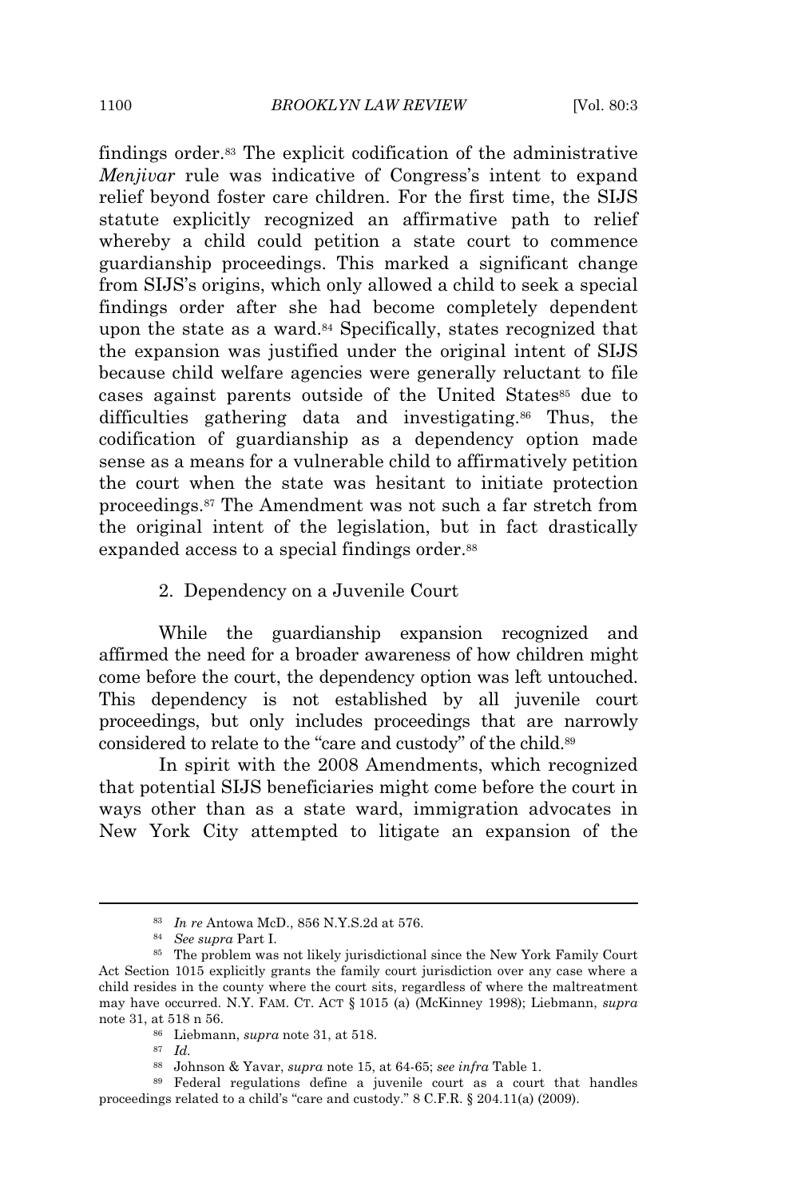findings order.[83] The explicit codification of the administrative *Menjivar* rule was indicative of Congress's intent to expand relief beyond foster care children. For the first time, the SIJS statute explicitly recognized an affirmative path to relief whereby a child could petition a state court to commence guardianship proceedings. This marked a significant change from SIJS's origins, which only allowed a child to seek a special findings order after she had become completely dependent upon the state as a ward.[84] Specifically, states recognized that the expansion was justified under the original intent of SIJS because child welfare agencies were generally reluctant to file cases against parents outside of the United States[85] due to difficulties gathering data and investigating.[86] Thus, the codification of guardianship as a dependency option made sense as a means for a vulnerable child to affirmatively petition the court when the state was hesitant to initiate protection proceedings.[87] The Amendment was not such a far stretch from the original intent of the legislation, but in fact drastically expanded access to a special findings order.[88]

2. Dependency on a Juvenile Court

While the guardianship expansion recognized and affirmed the need for a broader awareness of how children might come before the court, the dependency option was left untouched. This dependency is not established by all juvenile court proceedings, but only includes proceedings that are narrowly considered to relate to the "care and custody" of the child.[89]

In spirit with the 2008 Amendments, which recognized that potential SIJS beneficiaries might come before the court in ways other than as a state ward, immigration advocates in New York City attempted to litigate an expansion of the

---

[83] *In re* Antowa McD., 856 N.Y.S.2d at 576.

[84] *See supra* Part I.

[85] The problem was not likely jurisdictional since the New York Family Court Act Section 1015 explicitly grants the family court jurisdiction over any case where a child resides in the county where the court sits, regardless of where the maltreatment may have occurred. N.Y. FAM. CT. ACT § 1015 (a) (McKinney 1998); Liebmann, *supra* note 31, at 518 n 56.

[86] Liebmann, *supra* note 31, at 518.

[87] *Id.*

[88] Johnson & Yavar, *supra* note 15, at 64-65; *see infra* Table 1.

[89] Federal regulations define a juvenile court as a court that handles proceedings related to a child's "care and custody." 8 C.F.R. § 204.11(a) (2009).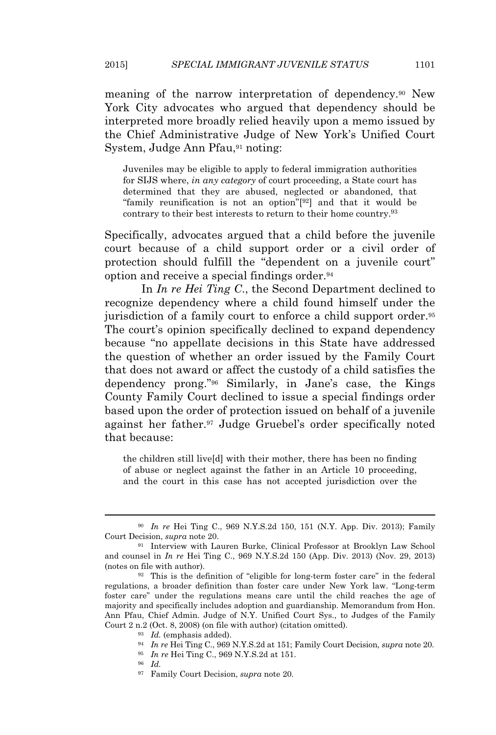meaning of the narrow interpretation of dependency.[90] New York City advocates who argued that dependency should be interpreted more broadly relied heavily upon a memo issued by the Chief Administrative Judge of New York's Unified Court System, Judge Ann Pfau,[91] noting:

> Juveniles may be eligible to apply to federal immigration authorities for SIJS where, *in any category* of court proceeding, a State court has determined that they are abused, neglected or abandoned, that "family reunification is not an option"[92] and that it would be contrary to their best interests to return to their home country.[93]

Specifically, advocates argued that a child before the juvenile court because of a child support order or a civil order of protection should fulfill the "dependent on a juvenile court" option and receive a special findings order.[94]

In *In re Hei Ting C.*, the Second Department declined to recognize dependency where a child found himself under the jurisdiction of a family court to enforce a child support order.[95] The court's opinion specifically declined to expand dependency because "no appellate decisions in this State have addressed the question of whether an order issued by the Family Court that does not award or affect the custody of a child satisfies the dependency prong."[96] Similarly, in Jane's case, the Kings County Family Court declined to issue a special findings order based upon the order of protection issued on behalf of a juvenile against her father.[97] Judge Gruebel's order specifically noted that because:

> the children still live[d] with their mother, there has been no finding of abuse or neglect against the father in an Article 10 proceeding, and the court in this case has not accepted jurisdiction over the

---

[90] *In re* Hei Ting C., 969 N.Y.S.2d 150, 151 (N.Y. App. Div. 2013); Family Court Decision, *supra* note 20.

[91] Interview with Lauren Burke, Clinical Professor at Brooklyn Law School and counsel in *In re* Hei Ting C., 969 N.Y.S.2d 150 (App. Div. 2013) (Nov. 29, 2013) (notes on file with author).

[92] This is the definition of "eligible for long-term foster care" in the federal regulations, a broader definition than foster care under New York law. "Long-term foster care" under the regulations means care until the child reaches the age of majority and specifically includes adoption and guardianship. Memorandum from Hon. Ann Pfau, Chief Admin. Judge of N.Y. Unified Court Sys., to Judges of the Family Court 2 n.2 (Oct. 8, 2008) (on file with author) (citation omitted).

[93] *Id.* (emphasis added).

[94] *In re* Hei Ting C., 969 N.Y.S.2d at 151; Family Court Decision, *supra* note 20.

[95] *In re* Hei Ting C., 969 N.Y.S.2d at 151.

[96] *Id.*

[97] Family Court Decision, *supra* note 20.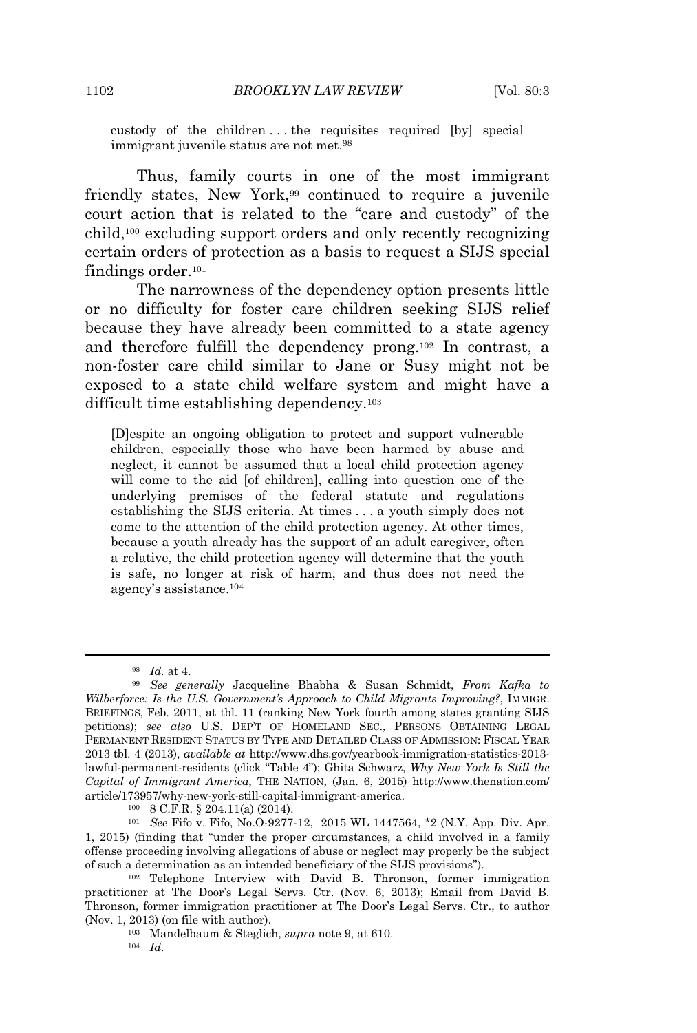custody of the children . . . the requisites required [by] special immigrant juvenile status are not met.[98]

Thus, family courts in one of the most immigrant friendly states, New York,[99] continued to require a juvenile court action that is related to the "care and custody" of the child,[100] excluding support orders and only recently recognizing certain orders of protection as a basis to request a SIJS special findings order.[101]

The narrowness of the dependency option presents little or no difficulty for foster care children seeking SIJS relief because they have already been committed to a state agency and therefore fulfill the dependency prong.[102] In contrast, a non-foster care child similar to Jane or Susy might not be exposed to a state child welfare system and might have a difficult time establishing dependency.[103]

> [D]espite an ongoing obligation to protect and support vulnerable children, especially those who have been harmed by abuse and neglect, it cannot be assumed that a local child protection agency will come to the aid [of children], calling into question one of the underlying premises of the federal statute and regulations establishing the SIJS criteria. At times . . . a youth simply does not come to the attention of the child protection agency. At other times, because a youth already has the support of an adult caregiver, often a relative, the child protection agency will determine that the youth is safe, no longer at risk of harm, and thus does not need the agency's assistance.[104]

---

[98] *Id.* at 4.

[99] *See generally* Jacqueline Bhabha & Susan Schmidt, *From Kafka to Wilberforce: Is the U.S. Government's Approach to Child Migrants Improving?*, IMMIGR. BRIEFINGS, Feb. 2011, at tbl. 11 (ranking New York fourth among states granting SIJS petitions); *see also* U.S. DEP'T OF HOMELAND SEC., PERSONS OBTAINING LEGAL PERMANENT RESIDENT STATUS BY TYPE AND DETAILED CLASS OF ADMISSION: FISCAL YEAR 2013 tbl. 4 (2013), *available at* http://www.dhs.gov/yearbook-immigration-statistics-2013-lawful-permanent-residents (click "Table 4"); Ghita Schwarz, *Why New York Is Still the Capital of Immigrant America*, THE NATION, (Jan. 6, 2015) http://www.thenation.com/article/173957/why-new-york-still-capital-immigrant-america.

[100] 8 C.F.R. § 204.11(a) (2014).

[101] *See* Fifo v. Fifo, No.O-9277-12, 2015 WL 1447564, \*2 (N.Y. App. Div. Apr. 1, 2015) (finding that "under the proper circumstances, a child involved in a family offense proceeding involving allegations of abuse or neglect may properly be the subject of such a determination as an intended beneficiary of the SIJS provisions").

[102] Telephone Interview with David B. Thronson, former immigration practitioner at The Door's Legal Servs. Ctr. (Nov. 6, 2013); Email from David B. Thronson, former immigration practitioner at The Door's Legal Servs. Ctr., to author (Nov. 1, 2013) (on file with author).

[103] Mandelbaum & Steglich, *supra* note 9, at 610.

[104] *Id.*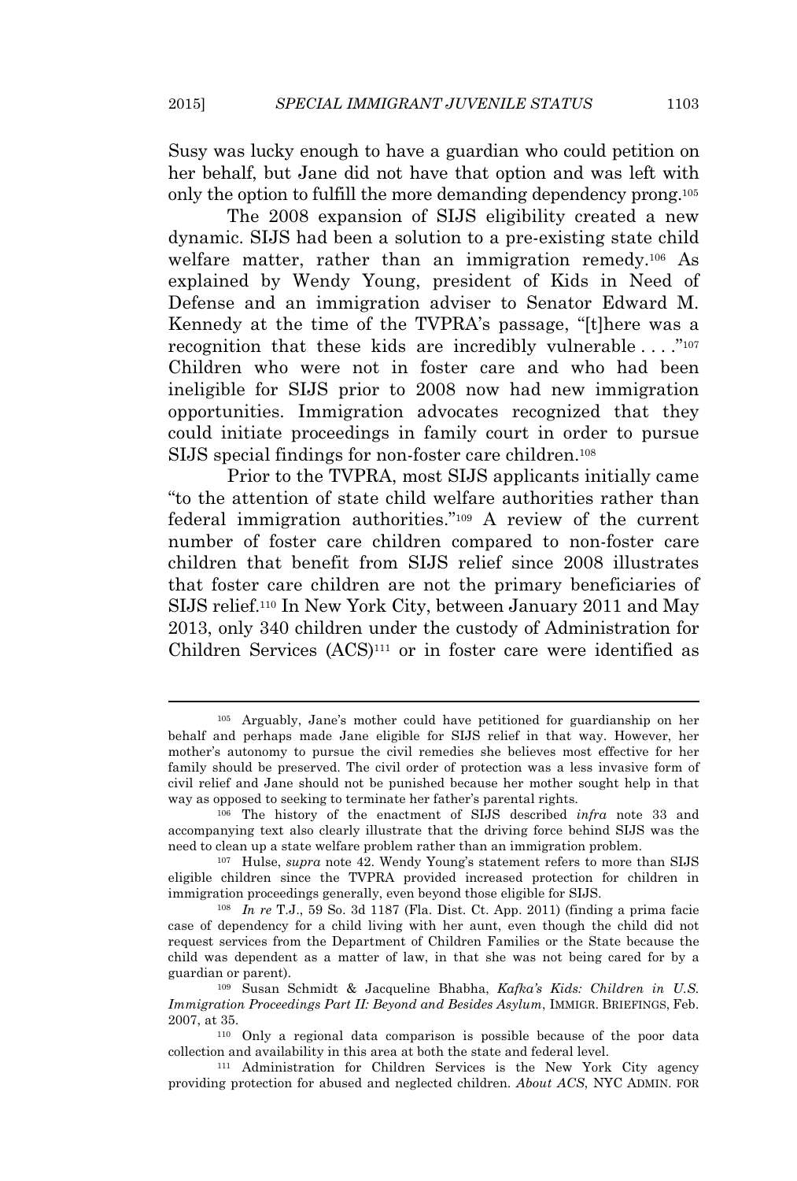Susy was lucky enough to have a guardian who could petition on her behalf, but Jane did not have that option and was left with only the option to fulfill the more demanding dependency prong.[105]

The 2008 expansion of SIJS eligibility created a new dynamic. SIJS had been a solution to a pre-existing state child welfare matter, rather than an immigration remedy.[106] As explained by Wendy Young, president of Kids in Need of Defense and an immigration adviser to Senator Edward M. Kennedy at the time of the TVPRA's passage, "[t]here was a recognition that these kids are incredibly vulnerable . . . ."[107] Children who were not in foster care and who had been ineligible for SIJS prior to 2008 now had new immigration opportunities. Immigration advocates recognized that they could initiate proceedings in family court in order to pursue SIJS special findings for non-foster care children.[108]

Prior to the TVPRA, most SIJS applicants initially came "to the attention of state child welfare authorities rather than federal immigration authorities."[109] A review of the current number of foster care children compared to non-foster care children that benefit from SIJS relief since 2008 illustrates that foster care children are not the primary beneficiaries of SIJS relief.[110] In New York City, between January 2011 and May 2013, only 340 children under the custody of Administration for Children Services (ACS)[111] or in foster care were identified as

---

[105] Arguably, Jane's mother could have petitioned for guardianship on her behalf and perhaps made Jane eligible for SIJS relief in that way. However, her mother's autonomy to pursue the civil remedies she believes most effective for her family should be preserved. The civil order of protection was a less invasive form of civil relief and Jane should not be punished because her mother sought help in that way as opposed to seeking to terminate her father's parental rights.

[106] The history of the enactment of SIJS described *infra* note 33 and accompanying text also clearly illustrate that the driving force behind SIJS was the need to clean up a state welfare problem rather than an immigration problem.

[107] Hulse, *supra* note 42. Wendy Young's statement refers to more than SIJS eligible children since the TVPRA provided increased protection for children in immigration proceedings generally, even beyond those eligible for SIJS.

[108] *In re* T.J., 59 So. 3d 1187 (Fla. Dist. Ct. App. 2011) (finding a prima facie case of dependency for a child living with her aunt, even though the child did not request services from the Department of Children Families or the State because the child was dependent as a matter of law, in that she was not being cared for by a guardian or parent).

[109] Susan Schmidt & Jacqueline Bhabha, *Kafka's Kids: Children in U.S. Immigration Proceedings Part II: Beyond and Besides Asylum*, IMMIGR. BRIEFINGS, Feb. 2007, at 35.

[110] Only a regional data comparison is possible because of the poor data collection and availability in this area at both the state and federal level.

[111] Administration for Children Services is the New York City agency providing protection for abused and neglected children. *About ACS*, NYC ADMIN. FOR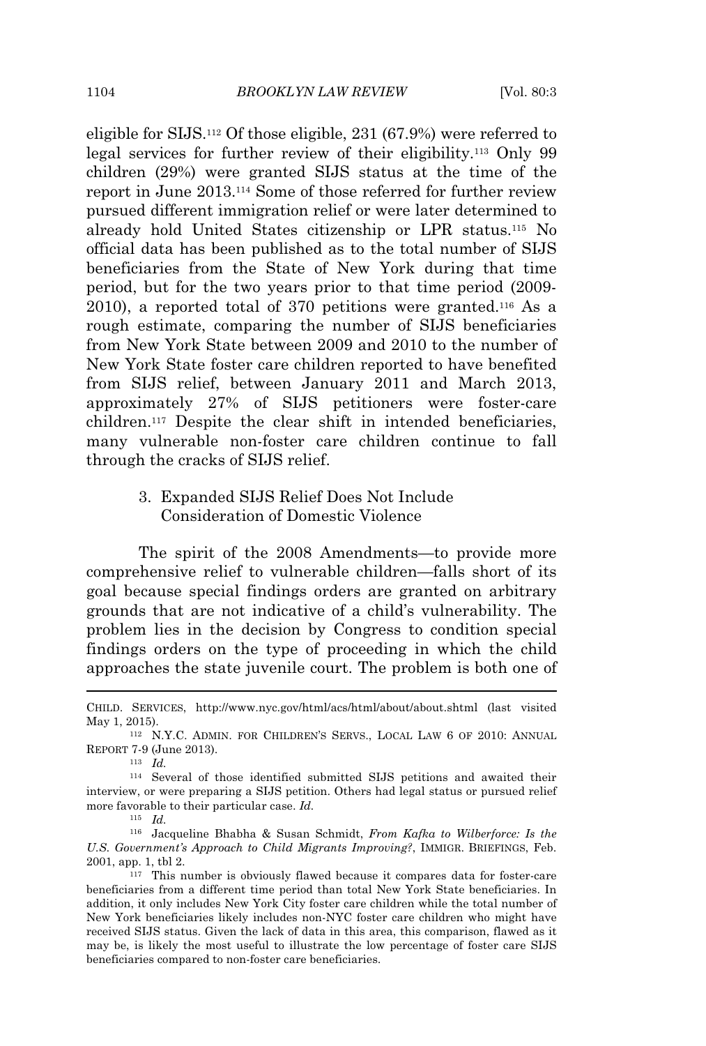eligible for SIJS.[112] Of those eligible, 231 (67.9%) were referred to legal services for further review of their eligibility.[113] Only 99 children (29%) were granted SIJS status at the time of the report in June 2013.[114] Some of those referred for further review pursued different immigration relief or were later determined to already hold United States citizenship or LPR status.[115] No official data has been published as to the total number of SIJS beneficiaries from the State of New York during that time period, but for the two years prior to that time period (2009-2010), a reported total of 370 petitions were granted.[116] As a rough estimate, comparing the number of SIJS beneficiaries from New York State between 2009 and 2010 to the number of New York State foster care children reported to have benefited from SIJS relief, between January 2011 and March 2013, approximately 27% of SIJS petitioners were foster-care children.[117] Despite the clear shift in intended beneficiaries, many vulnerable non-foster care children continue to fall through the cracks of SIJS relief.

### 3. Expanded SIJS Relief Does Not Include Consideration of Domestic Violence

The spirit of the 2008 Amendments—to provide more comprehensive relief to vulnerable children—falls short of its goal because special findings orders are granted on arbitrary grounds that are not indicative of a child's vulnerability. The problem lies in the decision by Congress to condition special findings orders on the type of proceeding in which the child approaches the state juvenile court. The problem is both one of

---

CHILD. SERVICES, http://www.nyc.gov/html/acs/html/about/about.shtml (last visited May 1, 2015).

[112] N.Y.C. ADMIN. FOR CHILDREN'S SERVS., LOCAL LAW 6 OF 2010: ANNUAL REPORT 7-9 (June 2013).

[113] *Id.*

[114] Several of those identified submitted SIJS petitions and awaited their interview, or were preparing a SIJS petition. Others had legal status or pursued relief more favorable to their particular case. *Id.*

[115] *Id.*

[116] Jacqueline Bhabha & Susan Schmidt, *From Kafka to Wilberforce: Is the U.S. Government's Approach to Child Migrants Improving?*, IMMIGR. BRIEFINGS, Feb. 2001, app. 1, tbl 2.

[117] This number is obviously flawed because it compares data for foster-care beneficiaries from a different time period than total New York State beneficiaries. In addition, it only includes New York City foster care children while the total number of New York beneficiaries likely includes non-NYC foster care children who might have received SIJS status. Given the lack of data in this area, this comparison, flawed as it may be, is likely the most useful to illustrate the low percentage of foster care SIJS beneficiaries compared to non-foster care beneficiaries.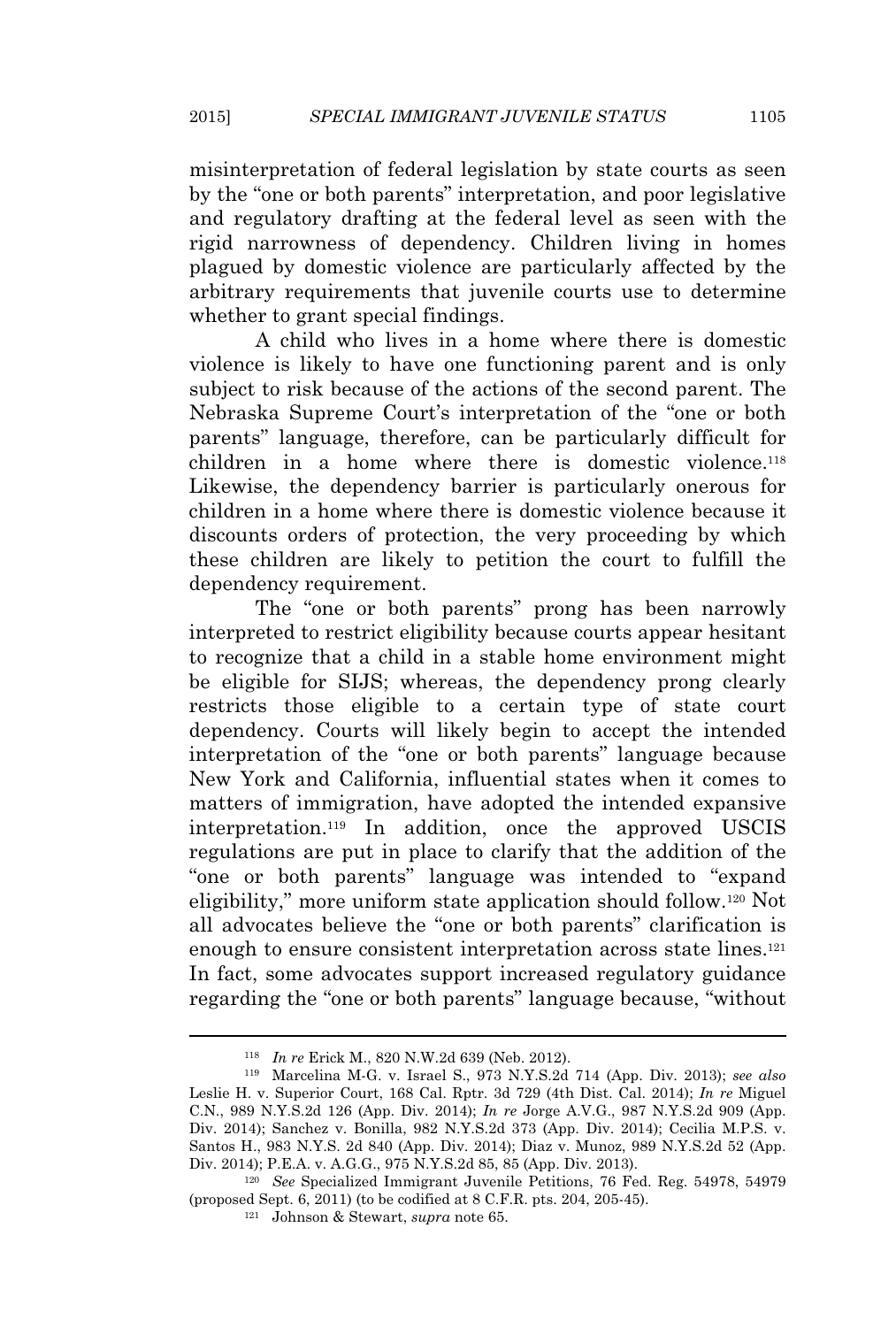misinterpretation of federal legislation by state courts as seen by the "one or both parents" interpretation, and poor legislative and regulatory drafting at the federal level as seen with the rigid narrowness of dependency. Children living in homes plagued by domestic violence are particularly affected by the arbitrary requirements that juvenile courts use to determine whether to grant special findings.

A child who lives in a home where there is domestic violence is likely to have one functioning parent and is only subject to risk because of the actions of the second parent. The Nebraska Supreme Court's interpretation of the "one or both parents" language, therefore, can be particularly difficult for children in a home where there is domestic violence.[118] Likewise, the dependency barrier is particularly onerous for children in a home where there is domestic violence because it discounts orders of protection, the very proceeding by which these children are likely to petition the court to fulfill the dependency requirement.

The "one or both parents" prong has been narrowly interpreted to restrict eligibility because courts appear hesitant to recognize that a child in a stable home environment might be eligible for SIJS; whereas, the dependency prong clearly restricts those eligible to a certain type of state court dependency. Courts will likely begin to accept the intended interpretation of the "one or both parents" language because New York and California, influential states when it comes to matters of immigration, have adopted the intended expansive interpretation.[119] In addition, once the approved USCIS regulations are put in place to clarify that the addition of the "one or both parents" language was intended to "expand eligibility," more uniform state application should follow.[120] Not all advocates believe the "one or both parents" clarification is enough to ensure consistent interpretation across state lines.[121] In fact, some advocates support increased regulatory guidance regarding the "one or both parents" language because, "without

---

[118] *In re* Erick M., 820 N.W.2d 639 (Neb. 2012).

[119] Marcelina M-G. v. Israel S., 973 N.Y.S.2d 714 (App. Div. 2013); *see also* Leslie H. v. Superior Court, 168 Cal. Rptr. 3d 729 (4th Dist. Cal. 2014); *In re* Miguel C.N., 989 N.Y.S.2d 126 (App. Div. 2014); *In re* Jorge A.V.G., 987 N.Y.S.2d 909 (App. Div. 2014); Sanchez v. Bonilla, 982 N.Y.S.2d 373 (App. Div. 2014); Cecilia M.P.S. v. Santos H., 983 N.Y.S. 2d 840 (App. Div. 2014); Diaz v. Munoz, 989 N.Y.S.2d 52 (App. Div. 2014); P.E.A. v. A.G.G., 975 N.Y.S.2d 85, 85 (App. Div. 2013).

[120] *See* Specialized Immigrant Juvenile Petitions, 76 Fed. Reg. 54978, 54979 (proposed Sept. 6, 2011) (to be codified at 8 C.F.R. pts. 204, 205-45).

[121] Johnson & Stewart, *supra* note 65.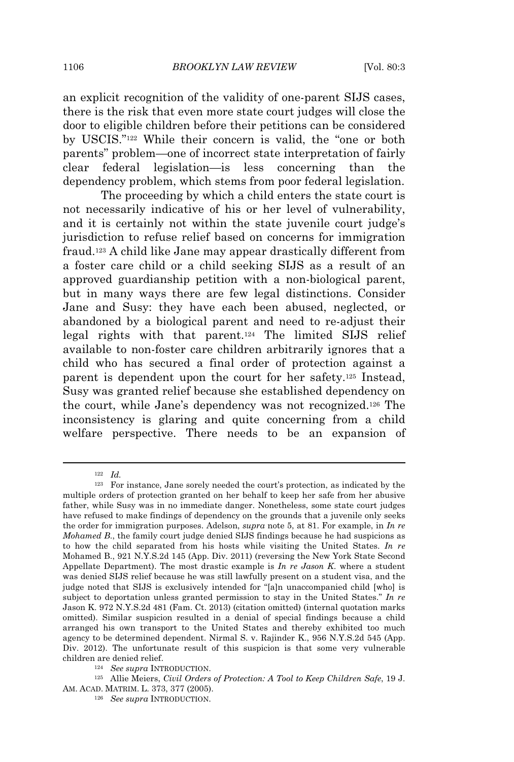an explicit recognition of the validity of one-parent SIJS cases, there is the risk that even more state court judges will close the door to eligible children before their petitions can be considered by USCIS."[122] While their concern is valid, the "one or both parents" problem—one of incorrect state interpretation of fairly clear federal legislation—is less concerning than the dependency problem, which stems from poor federal legislation.

The proceeding by which a child enters the state court is not necessarily indicative of his or her level of vulnerability, and it is certainly not within the state juvenile court judge's jurisdiction to refuse relief based on concerns for immigration fraud.[123] A child like Jane may appear drastically different from a foster care child or a child seeking SIJS as a result of an approved guardianship petition with a non-biological parent, but in many ways there are few legal distinctions. Consider Jane and Susy: they have each been abused, neglected, or abandoned by a biological parent and need to re-adjust their legal rights with that parent.[124] The limited SIJS relief available to non-foster care children arbitrarily ignores that a child who has secured a final order of protection against a parent is dependent upon the court for her safety.[125] Instead, Susy was granted relief because she established dependency on the court, while Jane's dependency was not recognized.[126] The inconsistency is glaring and quite concerning from a child welfare perspective. There needs to be an expansion of

---

[122] *Id.*

[123] For instance, Jane sorely needed the court's protection, as indicated by the multiple orders of protection granted on her behalf to keep her safe from her abusive father, while Susy was in no immediate danger. Nonetheless, some state court judges have refused to make findings of dependency on the grounds that a juvenile only seeks the order for immigration purposes. Adelson, *supra* note 5, at 81. For example, in *In re Mohamed B.*, the family court judge denied SIJS findings because he had suspicions as to how the child separated from his hosts while visiting the United States. *In re* Mohamed B., 921 N.Y.S.2d 145 (App. Div. 2011) (reversing the New York State Second Appellate Department). The most drastic example is *In re Jason K.* where a student was denied SIJS relief because he was still lawfully present on a student visa, and the judge noted that SIJS is exclusively intended for "[a]n unaccompanied child [who] is subject to deportation unless granted permission to stay in the United States." *In re* Jason K. 972 N.Y.S.2d 481 (Fam. Ct. 2013) (citation omitted) (internal quotation marks omitted). Similar suspicion resulted in a denial of special findings because a child arranged his own transport to the United States and thereby exhibited too much agency to be determined dependent. Nirmal S. v. Rajinder K., 956 N.Y.S.2d 545 (App. Div. 2012). The unfortunate result of this suspicion is that some very vulnerable children are denied relief.

[124] *See supra* INTRODUCTION.

[125] Allie Meiers, *Civil Orders of Protection: A Tool to Keep Children Safe*, 19 J. AM. ACAD. MATRIM. L. 373, 377 (2005).

[126] *See supra* INTRODUCTION.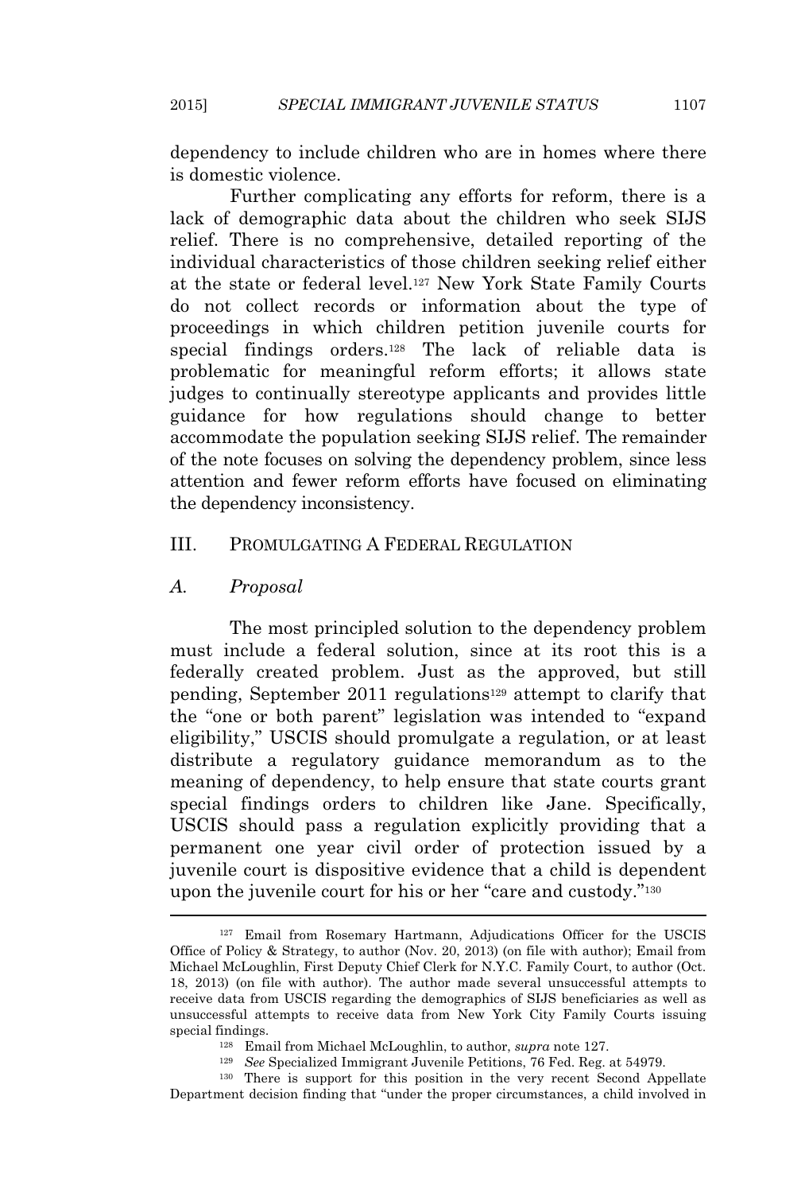dependency to include children who are in homes where there is domestic violence.

Further complicating any efforts for reform, there is a lack of demographic data about the children who seek SIJS relief. There is no comprehensive, detailed reporting of the individual characteristics of those children seeking relief either at the state or federal level.[127] New York State Family Courts do not collect records or information about the type of proceedings in which children petition juvenile courts for special findings orders.[128] The lack of reliable data is problematic for meaningful reform efforts; it allows state judges to continually stereotype applicants and provides little guidance for how regulations should change to better accommodate the population seeking SIJS relief. The remainder of the note focuses on solving the dependency problem, since less attention and fewer reform efforts have focused on eliminating the dependency inconsistency.

## III. PROMULGATING A FEDERAL REGULATION

### A. *Proposal*

The most principled solution to the dependency problem must include a federal solution, since at its root this is a federally created problem. Just as the approved, but still pending, September 2011 regulations[129] attempt to clarify that the "one or both parent" legislation was intended to "expand eligibility," USCIS should promulgate a regulation, or at least distribute a regulatory guidance memorandum as to the meaning of dependency, to help ensure that state courts grant special findings orders to children like Jane. Specifically, USCIS should pass a regulation explicitly providing that a permanent one year civil order of protection issued by a juvenile court is dispositive evidence that a child is dependent upon the juvenile court for his or her "care and custody."[130]

---

[127] Email from Rosemary Hartmann, Adjudications Officer for the USCIS Office of Policy & Strategy, to author (Nov. 20, 2013) (on file with author); Email from Michael McLoughlin, First Deputy Chief Clerk for N.Y.C. Family Court, to author (Oct. 18, 2013) (on file with author). The author made several unsuccessful attempts to receive data from USCIS regarding the demographics of SIJS beneficiaries as well as unsuccessful attempts to receive data from New York City Family Courts issuing special findings.

[128] Email from Michael McLoughlin, to author, *supra* note 127.

[129] *See* Specialized Immigrant Juvenile Petitions, 76 Fed. Reg. at 54979.

[130] There is support for this position in the very recent Second Appellate Department decision finding that "under the proper circumstances, a child involved in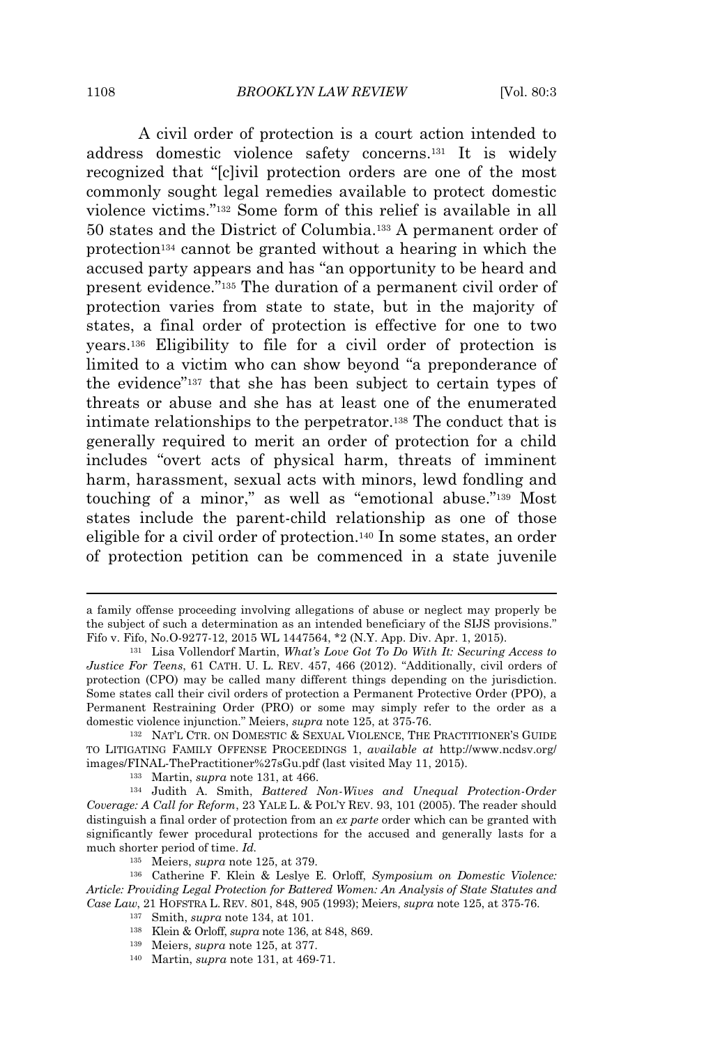A civil order of protection is a court action intended to address domestic violence safety concerns.[131] It is widely recognized that "[c]ivil protection orders are one of the most commonly sought legal remedies available to protect domestic violence victims."[132] Some form of this relief is available in all 50 states and the District of Columbia.[133] A permanent order of protection[134] cannot be granted without a hearing in which the accused party appears and has "an opportunity to be heard and present evidence."[135] The duration of a permanent civil order of protection varies from state to state, but in the majority of states, a final order of protection is effective for one to two years.[136] Eligibility to file for a civil order of protection is limited to a victim who can show beyond "a preponderance of the evidence"[137] that she has been subject to certain types of threats or abuse and she has at least one of the enumerated intimate relationships to the perpetrator.[138] The conduct that is generally required to merit an order of protection for a child includes "overt acts of physical harm, threats of imminent harm, harassment, sexual acts with minors, lewd fondling and touching of a minor," as well as "emotional abuse."[139] Most states include the parent-child relationship as one of those eligible for a civil order of protection.[140] In some states, an order of protection petition can be commenced in a state juvenile

---

a family offense proceeding involving allegations of abuse or neglect may properly be the subject of such a determination as an intended beneficiary of the SIJS provisions." Fifo v. Fifo, No.O-9277-12, 2015 WL 1447564, *2 (N.Y. App. Div. Apr. 1, 2015).

[131] Lisa Vollendorf Martin, *What's Love Got To Do With It: Securing Access to Justice For Teens*, 61 CATH. U. L. REV. 457, 466 (2012). "Additionally, civil orders of protection (CPO) may be called many different things depending on the jurisdiction. Some states call their civil orders of protection a Permanent Protective Order (PPO), a Permanent Restraining Order (PRO) or some may simply refer to the order as a domestic violence injunction." Meiers, *supra* note 125, at 375-76.

[132] NAT'L CTR. ON DOMESTIC & SEXUAL VIOLENCE, THE PRACTITIONER'S GUIDE TO LITIGATING FAMILY OFFENSE PROCEEDINGS 1, *available at* http://www.ncdsv.org/images/FINAL-ThePractitioner%27sGu.pdf (last visited May 11, 2015).

[133] Martin, *supra* note 131, at 466.

[134] Judith A. Smith, *Battered Non-Wives and Unequal Protection-Order Coverage: A Call for Reform*, 23 YALE L. & POL'Y REV. 93, 101 (2005). The reader should distinguish a final order of protection from an *ex parte* order which can be granted with significantly fewer procedural protections for the accused and generally lasts for a much shorter period of time. *Id.*

[135] Meiers, *supra* note 125, at 379.

[136] Catherine F. Klein & Leslye E. Orloff, *Symposium on Domestic Violence: Article: Providing Legal Protection for Battered Women: An Analysis of State Statutes and Case Law*, 21 HOFSTRA L. REV. 801, 848, 905 (1993); Meiers, *supra* note 125, at 375-76.

[137] Smith, *supra* note 134, at 101.

[138] Klein & Orloff, *supra* note 136, at 848, 869.

[139] Meiers, *supra* note 125, at 377.

[140] Martin, *supra* note 131, at 469-71.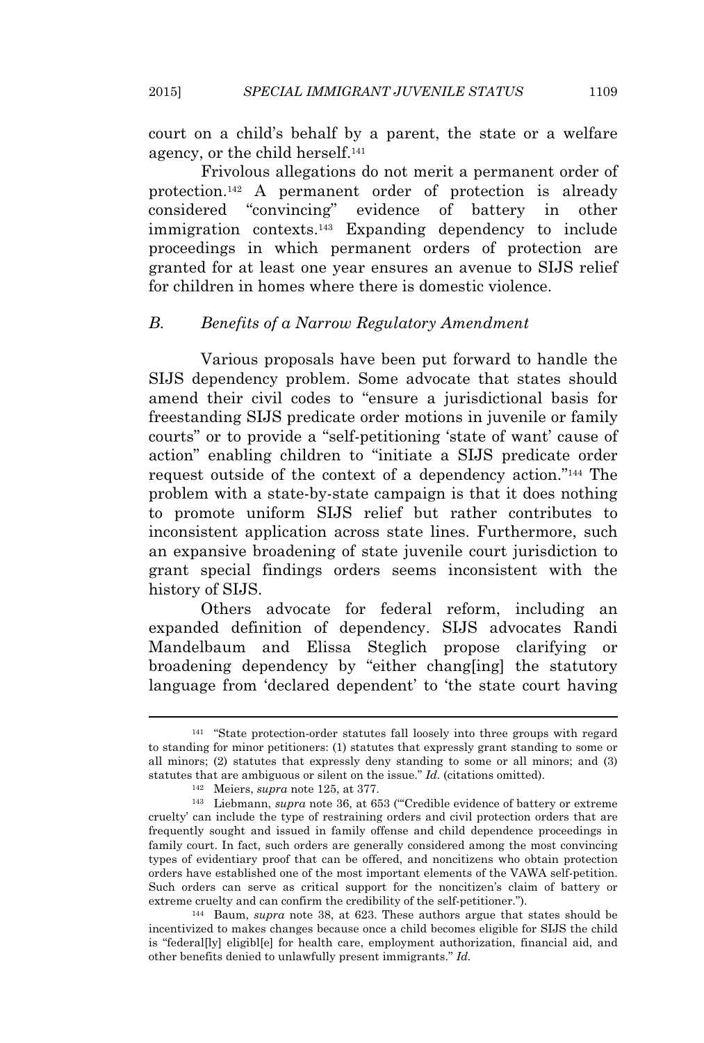court on a child's behalf by a parent, the state or a welfare agency, or the child herself.[141]

Frivolous allegations do not merit a permanent order of protection.[142] A permanent order of protection is already considered "convincing" evidence of battery in other immigration contexts.[143] Expanding dependency to include proceedings in which permanent orders of protection are granted for at least one year ensures an avenue to SIJS relief for children in homes where there is domestic violence.

### *B. Benefits of a Narrow Regulatory Amendment*

Various proposals have been put forward to handle the SIJS dependency problem. Some advocate that states should amend their civil codes to "ensure a jurisdictional basis for freestanding SIJS predicate order motions in juvenile or family courts" or to provide a "self-petitioning 'state of want' cause of action" enabling children to "initiate a SIJS predicate order request outside of the context of a dependency action."[144] The problem with a state-by-state campaign is that it does nothing to promote uniform SIJS relief but rather contributes to inconsistent application across state lines. Furthermore, such an expansive broadening of state juvenile court jurisdiction to grant special findings orders seems inconsistent with the history of SIJS.

Others advocate for federal reform, including an expanded definition of dependency. SIJS advocates Randi Mandelbaum and Elissa Steglich propose clarifying or broadening dependency by "either chang[ing] the statutory language from 'declared dependent' to 'the state court having

---

[141] "State protection-order statutes fall loosely into three groups with regard to standing for minor petitioners: (1) statutes that expressly grant standing to some or all minors; (2) statutes that expressly deny standing to some or all minors; and (3) statutes that are ambiguous or silent on the issue." *Id.* (citations omitted).

[142] Meiers, *supra* note 125, at 377.

[143] Liebmann, *supra* note 36, at 653 ("'Credible evidence of battery or extreme cruelty' can include the type of restraining orders and civil protection orders that are frequently sought and issued in family offense and child dependence proceedings in family court. In fact, such orders are generally considered among the most convincing types of evidentiary proof that can be offered, and noncitizens who obtain protection orders have established one of the most important elements of the VAWA self-petition. Such orders can serve as critical support for the noncitizen's claim of battery or extreme cruelty and can confirm the credibility of the self-petitioner.").

[144] Baum, *supra* note 38, at 623. These authors argue that states should be incentivized to makes changes because once a child becomes eligible for SIJS the child is "federal[ly] eligibl[e] for health care, employment authorization, financial aid, and other benefits denied to unlawfully present immigrants." *Id.*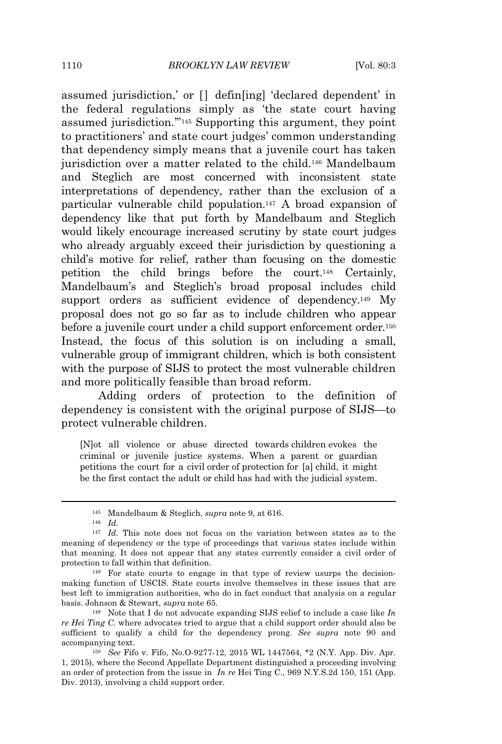assumed jurisdiction,' or [] defin[ing] 'declared dependent' in the federal regulations simply as 'the state court having assumed jurisdiction.'"[145] Supporting this argument, they point to practitioners' and state court judges' common understanding that dependency simply means that a juvenile court has taken jurisdiction over a matter related to the child.[146] Mandelbaum and Steglich are most concerned with inconsistent state interpretations of dependency, rather than the exclusion of a particular vulnerable child population.[147] A broad expansion of dependency like that put forth by Mandelbaum and Steglich would likely encourage increased scrutiny by state court judges who already arguably exceed their jurisdiction by questioning a child's motive for relief, rather than focusing on the domestic petition the child brings before the court.[148] Certainly, Mandelbaum's and Steglich's broad proposal includes child support orders as sufficient evidence of dependency.[149] My proposal does not go so far as to include children who appear before a juvenile court under a child support enforcement order.[150] Instead, the focus of this solution is on including a small, vulnerable group of immigrant children, which is both consistent with the purpose of SIJS to protect the most vulnerable children and more politically feasible than broad reform.

Adding orders of protection to the definition of dependency is consistent with the original purpose of SIJS—to protect vulnerable children.

> [N]ot all violence or abuse directed towards children evokes the criminal or juvenile justice systems. When a parent or guardian petitions the court for a civil order of protection for [a] child, it might be the first contact the adult or child has had with the judicial system.

---

[145] Mandelbaum & Steglich, *supra* note 9, at 616.

[146] *Id.*

[147] *Id.* This note does not focus on the variation between states as to the meaning of dependency or the type of proceedings that various states include within that meaning. It does not appear that any states currently consider a civil order of protection to fall within that definition.

[148] For state courts to engage in that type of review usurps the decision-making function of USCIS. State courts involve themselves in these issues that are best left to immigration authorities, who do in fact conduct that analysis on a regular basis. Johnson & Stewart, *supra* note 65.

[149] Note that I do not advocate expanding SIJS relief to include a case like *In re Hei Ting C.* where advocates tried to argue that a child support order should also be sufficient to qualify a child for the dependency prong. *See supra* note 90 and accompanying text.

[150] *See* Fifo v. Fifo, No.O-9277-12, 2015 WL 1447564, *2 (N.Y. App. Div. Apr. 1, 2015), where the Second Appellate Department distinguished a proceeding involving an order of protection from the issue in *In re* Hei Ting C., 969 N.Y.S.2d 150, 151 (App. Div. 2013), involving a child support order.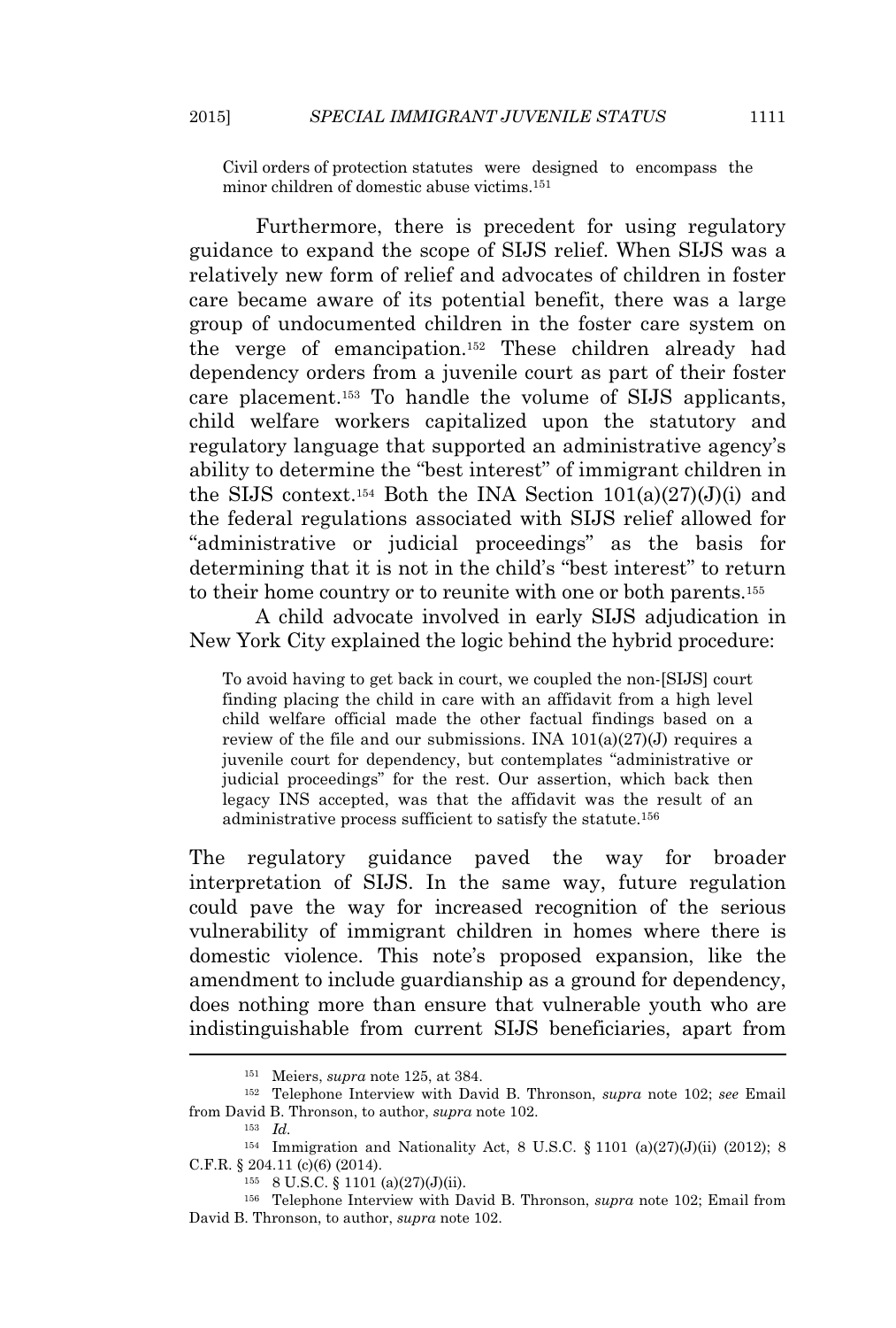Civil orders of protection statutes were designed to encompass the minor children of domestic abuse victims.[151]

Furthermore, there is precedent for using regulatory guidance to expand the scope of SIJS relief. When SIJS was a relatively new form of relief and advocates of children in foster care became aware of its potential benefit, there was a large group of undocumented children in the foster care system on the verge of emancipation.[152] These children already had dependency orders from a juvenile court as part of their foster care placement.[153] To handle the volume of SIJS applicants, child welfare workers capitalized upon the statutory and regulatory language that supported an administrative agency's ability to determine the "best interest" of immigrant children in the SIJS context.[154] Both the INA Section 101(a)(27)(J)(i) and the federal regulations associated with SIJS relief allowed for "administrative or judicial proceedings" as the basis for determining that it is not in the child's "best interest" to return to their home country or to reunite with one or both parents.[155]

A child advocate involved in early SIJS adjudication in New York City explained the logic behind the hybrid procedure:

> To avoid having to get back in court, we coupled the non-[SIJS] court finding placing the child in care with an affidavit from a high level child welfare official made the other factual findings based on a review of the file and our submissions. INA 101(a)(27)(J) requires a juvenile court for dependency, but contemplates "administrative or judicial proceedings" for the rest. Our assertion, which back then legacy INS accepted, was that the affidavit was the result of an administrative process sufficient to satisfy the statute.[156]

The regulatory guidance paved the way for broader interpretation of SIJS. In the same way, future regulation could pave the way for increased recognition of the serious vulnerability of immigrant children in homes where there is domestic violence. This note's proposed expansion, like the amendment to include guardianship as a ground for dependency, does nothing more than ensure that vulnerable youth who are indistinguishable from current SIJS beneficiaries, apart from

---

[151] Meiers, *supra* note 125, at 384.

[152] Telephone Interview with David B. Thronson, *supra* note 102; *see* Email from David B. Thronson, to author, *supra* note 102.

[153] *Id.*

[154] Immigration and Nationality Act, 8 U.S.C. § 1101 (a)(27)(J)(ii) (2012); 8 C.F.R. § 204.11 (c)(6) (2014).

[155] 8 U.S.C. § 1101 (a)(27)(J)(ii).

[156] Telephone Interview with David B. Thronson, *supra* note 102; Email from David B. Thronson, to author, *supra* note 102.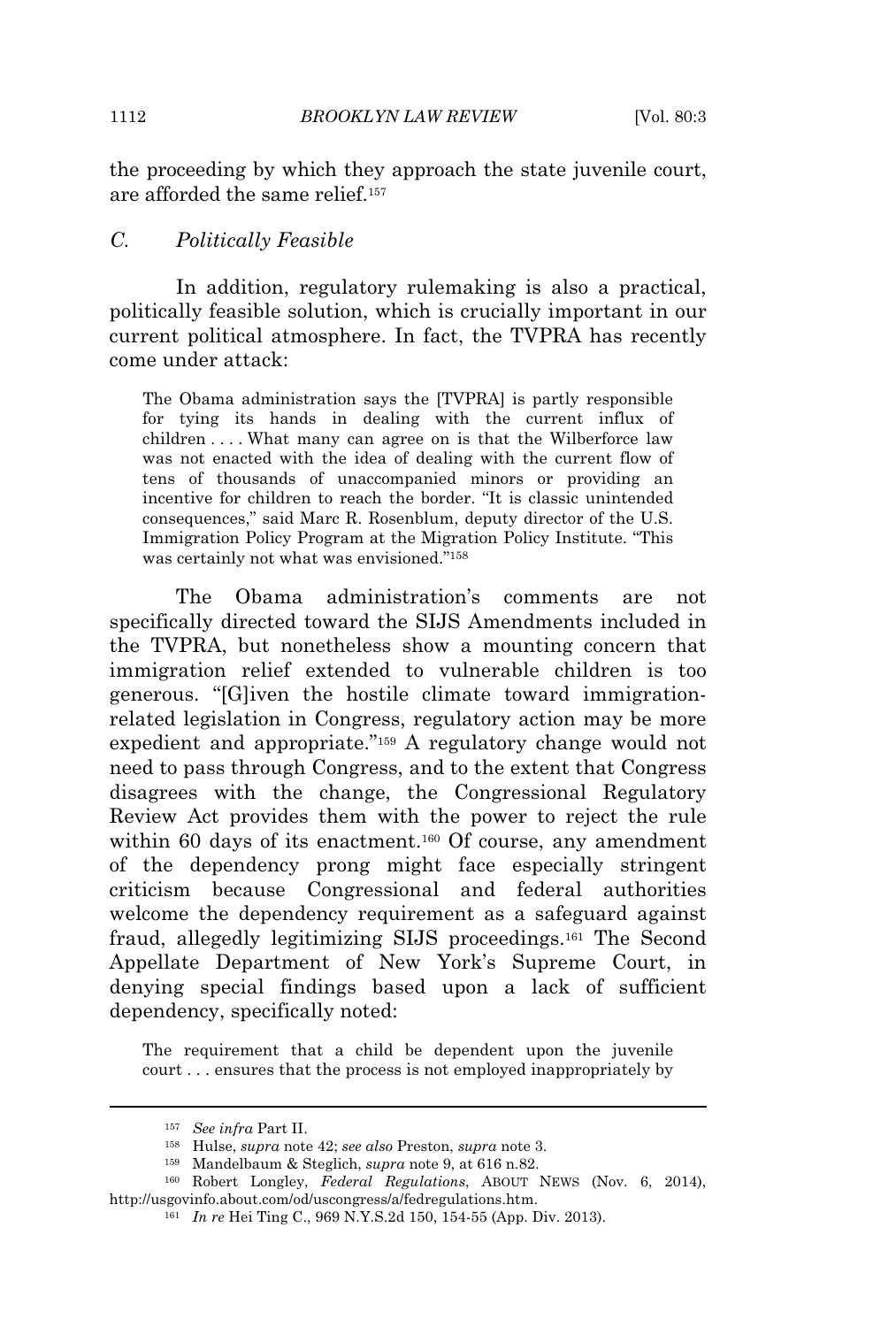the proceeding by which they approach the state juvenile court, are afforded the same relief.[157]

### *C. Politically Feasible*

In addition, regulatory rulemaking is also a practical, politically feasible solution, which is crucially important in our current political atmosphere. In fact, the TVPRA has recently come under attack:

> The Obama administration says the [TVPRA] is partly responsible for tying its hands in dealing with the current influx of children . . . . What many can agree on is that the Wilberforce law was not enacted with the idea of dealing with the current flow of tens of thousands of unaccompanied minors or providing an incentive for children to reach the border. "It is classic unintended consequences," said Marc R. Rosenblum, deputy director of the U.S. Immigration Policy Program at the Migration Policy Institute. "This was certainly not what was envisioned."[158]

The Obama administration's comments are not specifically directed toward the SIJS Amendments included in the TVPRA, but nonetheless show a mounting concern that immigration relief extended to vulnerable children is too generous. "[G]iven the hostile climate toward immigration-related legislation in Congress, regulatory action may be more expedient and appropriate."[159] A regulatory change would not need to pass through Congress, and to the extent that Congress disagrees with the change, the Congressional Regulatory Review Act provides them with the power to reject the rule within 60 days of its enactment.[160] Of course, any amendment of the dependency prong might face especially stringent criticism because Congressional and federal authorities welcome the dependency requirement as a safeguard against fraud, allegedly legitimizing SIJS proceedings.[161] The Second Appellate Department of New York's Supreme Court, in denying special findings based upon a lack of sufficient dependency, specifically noted:

> The requirement that a child be dependent upon the juvenile court . . . ensures that the process is not employed inappropriately by

---

[157] *See infra* Part II.

[158] Hulse, *supra* note 42; *see also* Preston, *supra* note 3.

[159] Mandelbaum & Steglich, *supra* note 9, at 616 n.82.

[160] Robert Longley, *Federal Regulations*, ABOUT NEWS (Nov. 6, 2014), http://usgovinfo.about.com/od/uscongress/a/fedregulations.htm.

[161] *In re* Hei Ting C., 969 N.Y.S.2d 150, 154-55 (App. Div. 2013).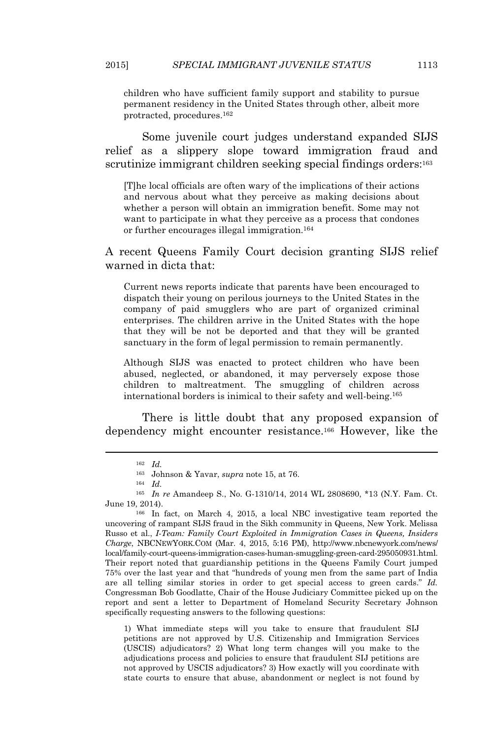> children who have sufficient family support and stability to pursue permanent residency in the United States through other, albeit more protracted, procedures.[162]

Some juvenile court judges understand expanded SIJS relief as a slippery slope toward immigration fraud and scrutinize immigrant children seeking special findings orders:[163]

> [T]he local officials are often wary of the implications of their actions and nervous about what they perceive as making decisions about whether a person will obtain an immigration benefit. Some may not want to participate in what they perceive as a process that condones or further encourages illegal immigration.[164]

A recent Queens Family Court decision granting SIJS relief warned in dicta that:

> Current news reports indicate that parents have been encouraged to dispatch their young on perilous journeys to the United States in the company of paid smugglers who are part of organized criminal enterprises. The children arrive in the United States with the hope that they will be not be deported and that they will be granted sanctuary in the form of legal permission to remain permanently.
>
> Although SIJS was enacted to protect children who have been abused, neglected, or abandoned, it may perversely expose those children to maltreatment. The smuggling of children across international borders is inimical to their safety and well-being.[165]

There is little doubt that any proposed expansion of dependency might encounter resistance.[166] However, like the

---

[162] *Id.*

[163] Johnson & Yavar, *supra* note 15, at 76.

[164] *Id.*

[165] *In re* Amandeep S., No. G-1310/14, 2014 WL 2808690, *13 (N.Y. Fam. Ct. June 19, 2014).

[166] In fact, on March 4, 2015, a local NBC investigative team reported the uncovering of rampant SIJS fraud in the Sikh community in Queens, New York. Melissa Russo et al., *I-Team: Family Court Exploited in Immigration Cases in Queens, Insiders Charge*, NBCNEWYORK.COM (Mar. 4, 2015, 5:16 PM), http://www.nbcnewyork.com/news/local/family-court-queens-immigration-cases-human-smuggling-green-card-295050931.html. Their report noted that guardianship petitions in the Queens Family Court jumped 75% over the last year and that "hundreds of young men from the same part of India are all telling similar stories in order to get special access to green cards." *Id.* Congressman Bob Goodlatte, Chair of the House Judiciary Committee picked up on the report and sent a letter to Department of Homeland Security Secretary Johnson specifically requesting answers to the following questions:

> 1) What immediate steps will you take to ensure that fraudulent SIJ petitions are not approved by U.S. Citizenship and Immigration Services (USCIS) adjudicators? 2) What long term changes will you make to the adjudications process and policies to ensure that fraudulent SIJ petitions are not approved by USCIS adjudicators? 3) How exactly will you coordinate with state courts to ensure that abuse, abandonment or neglect is not found by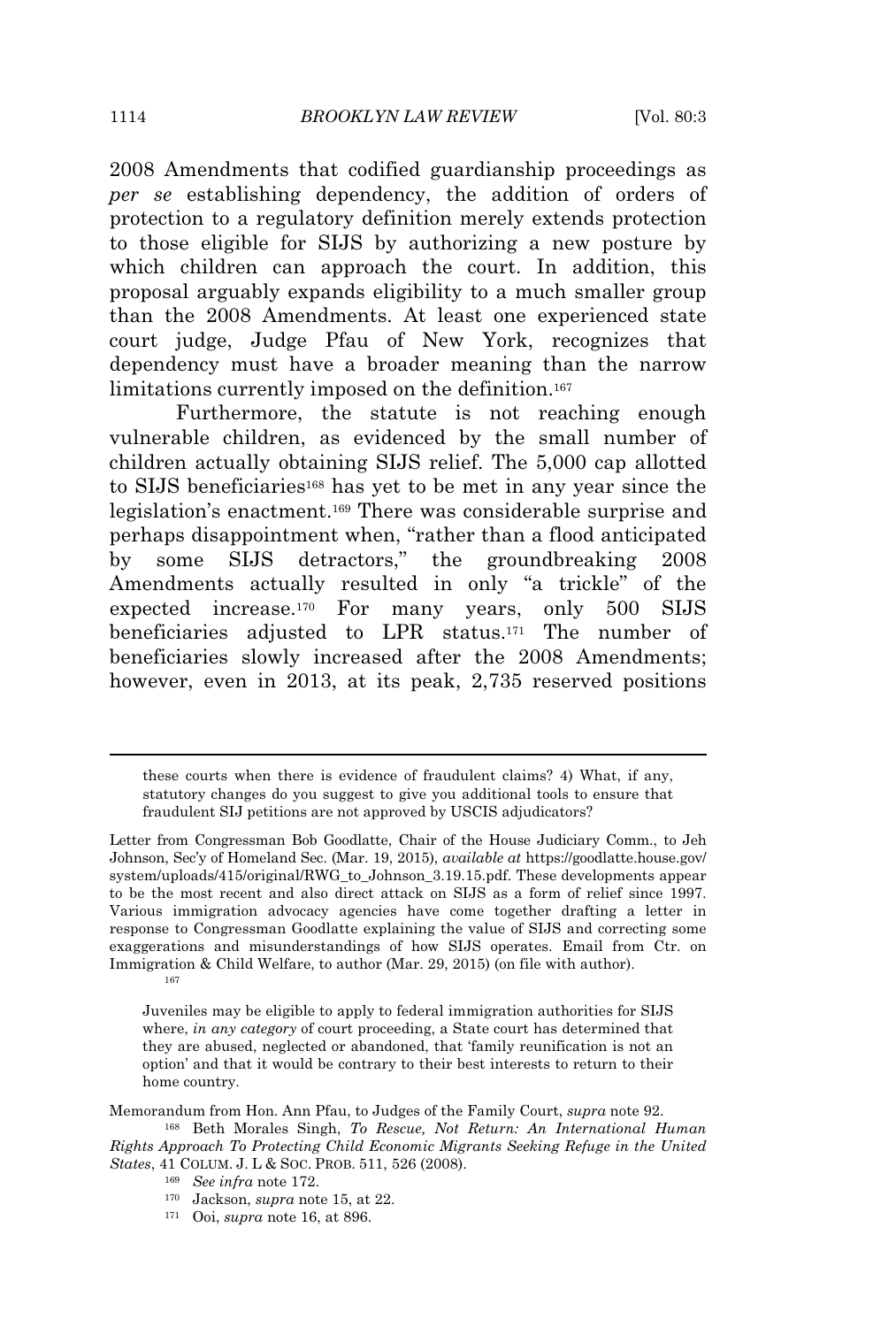2008 Amendments that codified guardianship proceedings as *per se* establishing dependency, the addition of orders of protection to a regulatory definition merely extends protection to those eligible for SIJS by authorizing a new posture by which children can approach the court. In addition, this proposal arguably expands eligibility to a much smaller group than the 2008 Amendments. At least one experienced state court judge, Judge Pfau of New York, recognizes that dependency must have a broader meaning than the narrow limitations currently imposed on the definition.[167]

Furthermore, the statute is not reaching enough vulnerable children, as evidenced by the small number of children actually obtaining SIJS relief. The 5,000 cap allotted to SIJS beneficiaries[168] has yet to be met in any year since the legislation's enactment.[169] There was considerable surprise and perhaps disappointment when, "rather than a flood anticipated by some SIJS detractors," the groundbreaking 2008 Amendments actually resulted in only "a trickle" of the expected increase.[170] For many years, only 500 SIJS beneficiaries adjusted to LPR status.[171] The number of beneficiaries slowly increased after the 2008 Amendments; however, even in 2013, at its peak, 2,735 reserved positions

---

> these courts when there is evidence of fraudulent claims? 4) What, if any, statutory changes do you suggest to give you additional tools to ensure that fraudulent SIJ petitions are not approved by USCIS adjudicators?

Letter from Congressman Bob Goodlatte, Chair of the House Judiciary Comm., to Jeh Johnson, Sec'y of Homeland Sec. (Mar. 19, 2015), *available at* https://goodlatte.house.gov/system/uploads/415/original/RWG_to_Johnson_3.19.15.pdf. These developments appear to be the most recent and also direct attack on SIJS as a form of relief since 1997. Various immigration advocacy agencies have come together drafting a letter in response to Congressman Goodlatte explaining the value of SIJS and correcting some exaggerations and misunderstandings of how SIJS operates. Email from Ctr. on Immigration & Child Welfare, to author (Mar. 29, 2015) (on file with author).

[167]

> Juveniles may be eligible to apply to federal immigration authorities for SIJS where, *in any category* of court proceeding, a State court has determined that they are abused, neglected or abandoned, that 'family reunification is not an option' and that it would be contrary to their best interests to return to their home country.

Memorandum from Hon. Ann Pfau, to Judges of the Family Court, *supra* note 92.

[168] Beth Morales Singh, *To Rescue, Not Return: An International Human Rights Approach To Protecting Child Economic Migrants Seeking Refuge in the United States*, 41 COLUM. J. L & SOC. PROB. 511, 526 (2008).

[169] *See infra* note 172.

[170] Jackson, *supra* note 15, at 22.

[171] Ooi, *supra* note 16, at 896.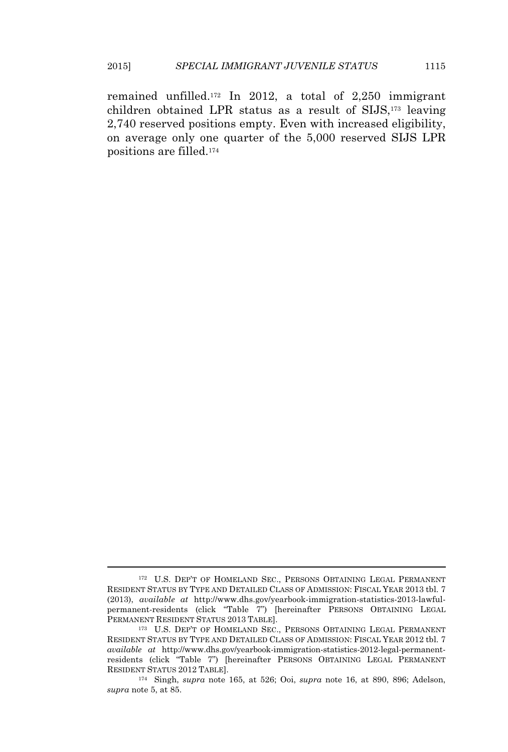remained unfilled.[172] In 2012, a total of 2,250 immigrant children obtained LPR status as a result of SIJS,[173] leaving 2,740 reserved positions empty. Even with increased eligibility, on average only one quarter of the 5,000 reserved SIJS LPR positions are filled.[174]

---

[172] U.S. DEP'T OF HOMELAND SEC., PERSONS OBTAINING LEGAL PERMANENT RESIDENT STATUS BY TYPE AND DETAILED CLASS OF ADMISSION: FISCAL YEAR 2013 tbl. 7 (2013), *available at* http://www.dhs.gov/yearbook-immigration-statistics-2013-lawful-permanent-residents (click "Table 7") [hereinafter PERSONS OBTAINING LEGAL PERMANENT RESIDENT STATUS 2013 TABLE].

[173] U.S. DEP'T OF HOMELAND SEC., PERSONS OBTAINING LEGAL PERMANENT RESIDENT STATUS BY TYPE AND DETAILED CLASS OF ADMISSION: FISCAL YEAR 2012 tbl. 7 *available at* http://www.dhs.gov/yearbook-immigration-statistics-2012-legal-permanent-residents (click "Table 7") [hereinafter PERSONS OBTAINING LEGAL PERMANENT RESIDENT STATUS 2012 TABLE].

[174] Singh, *supra* note 165, at 526; Ooi, *supra* note 16, at 890, 896; Adelson, *supra* note 5, at 85.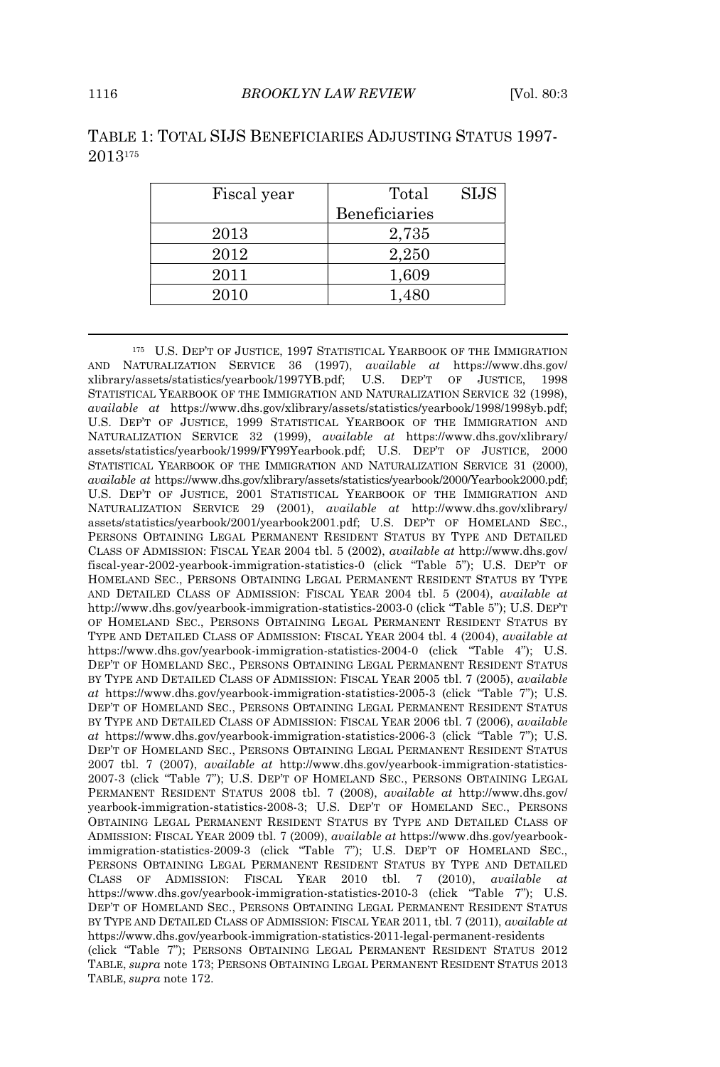TABLE 1: TOTAL SIJS BENEFICIARIES ADJUSTING STATUS 1997-2013[175]

| Fiscal year | Total SIJS Beneficiaries |
|---|---|
| 2013 | 2,735 |
| 2012 | 2,250 |
| 2011 | 1,609 |
| 2010 | 1,480 |

---

[175] U.S. DEP'T OF JUSTICE, 1997 STATISTICAL YEARBOOK OF THE IMMIGRATION AND NATURALIZATION SERVICE 36 (1997), *available at* https://www.dhs.gov/xlibrary/assets/statistics/yearbook/1997YB.pdf; U.S. DEP'T OF JUSTICE, 1998 STATISTICAL YEARBOOK OF THE IMMIGRATION AND NATURALIZATION SERVICE 32 (1998), *available at* https://www.dhs.gov/xlibrary/assets/statistics/yearbook/1998/1998yb.pdf; U.S. DEP'T OF JUSTICE, 1999 STATISTICAL YEARBOOK OF THE IMMIGRATION AND NATURALIZATION SERVICE 32 (1999), *available at* https://www.dhs.gov/xlibrary/assets/statistics/yearbook/1999/FY99Yearbook.pdf; U.S. DEP'T OF JUSTICE, 2000 STATISTICAL YEARBOOK OF THE IMMIGRATION AND NATURALIZATION SERVICE 31 (2000), *available at* https://www.dhs.gov/xlibrary/assets/statistics/yearbook/2000/Yearbook2000.pdf; U.S. DEP'T OF JUSTICE, 2001 STATISTICAL YEARBOOK OF THE IMMIGRATION AND NATURALIZATION SERVICE 29 (2001), *available at* http://www.dhs.gov/xlibrary/assets/statistics/yearbook/2001/yearbook2001.pdf; U.S. DEP'T OF HOMELAND SEC., PERSONS OBTAINING LEGAL PERMANENT RESIDENT STATUS BY TYPE AND DETAILED CLASS OF ADMISSION: FISCAL YEAR 2004 tbl. 5 (2002), *available at* http://www.dhs.gov/fiscal-year-2002-yearbook-immigration-statistics-0 (click "Table 5"); U.S. DEP'T OF HOMELAND SEC., PERSONS OBTAINING LEGAL PERMANENT RESIDENT STATUS BY TYPE AND DETAILED CLASS OF ADMISSION: FISCAL YEAR 2004 tbl. 5 (2004), *available at* http://www.dhs.gov/yearbook-immigration-statistics-2003-0 (click "Table 5"); U.S. DEP'T OF HOMELAND SEC., PERSONS OBTAINING LEGAL PERMANENT RESIDENT STATUS BY TYPE AND DETAILED CLASS OF ADMISSION: FISCAL YEAR 2004 tbl. 4 (2004), *available at* https://www.dhs.gov/yearbook-immigration-statistics-2004-0 (click "Table 4"); U.S. DEP'T OF HOMELAND SEC., PERSONS OBTAINING LEGAL PERMANENT RESIDENT STATUS BY TYPE AND DETAILED CLASS OF ADMISSION: FISCAL YEAR 2005 tbl. 7 (2005), *available at* https://www.dhs.gov/yearbook-immigration-statistics-2005-3 (click "Table 7"); U.S. DEP'T OF HOMELAND SEC., PERSONS OBTAINING LEGAL PERMANENT RESIDENT STATUS BY TYPE AND DETAILED CLASS OF ADMISSION: FISCAL YEAR 2006 tbl. 7 (2006), *available at* https://www.dhs.gov/yearbook-immigration-statistics-2006-3 (click "Table 7"); U.S. DEP'T OF HOMELAND SEC., PERSONS OBTAINING LEGAL PERMANENT RESIDENT STATUS 2007 tbl. 7 (2007), *available at* http://www.dhs.gov/yearbook-immigration-statistics-2007-3 (click "Table 7"); U.S. DEP'T OF HOMELAND SEC., PERSONS OBTAINING LEGAL PERMANENT RESIDENT STATUS 2008 tbl. 7 (2008), *available at* http://www.dhs.gov/yearbook-immigration-statistics-2008-3; U.S. DEP'T OF HOMELAND SEC., PERSONS OBTAINING LEGAL PERMANENT RESIDENT STATUS BY TYPE AND DETAILED CLASS OF ADMISSION: FISCAL YEAR 2009 tbl. 7 (2009), *available at* https://www.dhs.gov/yearbook-immigration-statistics-2009-3 (click "Table 7"); U.S. DEP'T OF HOMELAND SEC., PERSONS OBTAINING LEGAL PERMANENT RESIDENT STATUS BY TYPE AND DETAILED CLASS OF ADMISSION: FISCAL YEAR 2010 tbl. 7 (2010), *available at* https://www.dhs.gov/yearbook-immigration-statistics-2010-3 (click "Table 7"); U.S. DEP'T OF HOMELAND SEC., PERSONS OBTAINING LEGAL PERMANENT RESIDENT STATUS BY TYPE AND DETAILED CLASS OF ADMISSION: FISCAL YEAR 2011, tbl. 7 (2011), *available at* https://www.dhs.gov/yearbook-immigration-statistics-2011-legal-permanent-residents (click "Table 7"); PERSONS OBTAINING LEGAL PERMANENT RESIDENT STATUS 2012 TABLE, *supra* note 173; PERSONS OBTAINING LEGAL PERMANENT RESIDENT STATUS 2013 TABLE, *supra* note 172.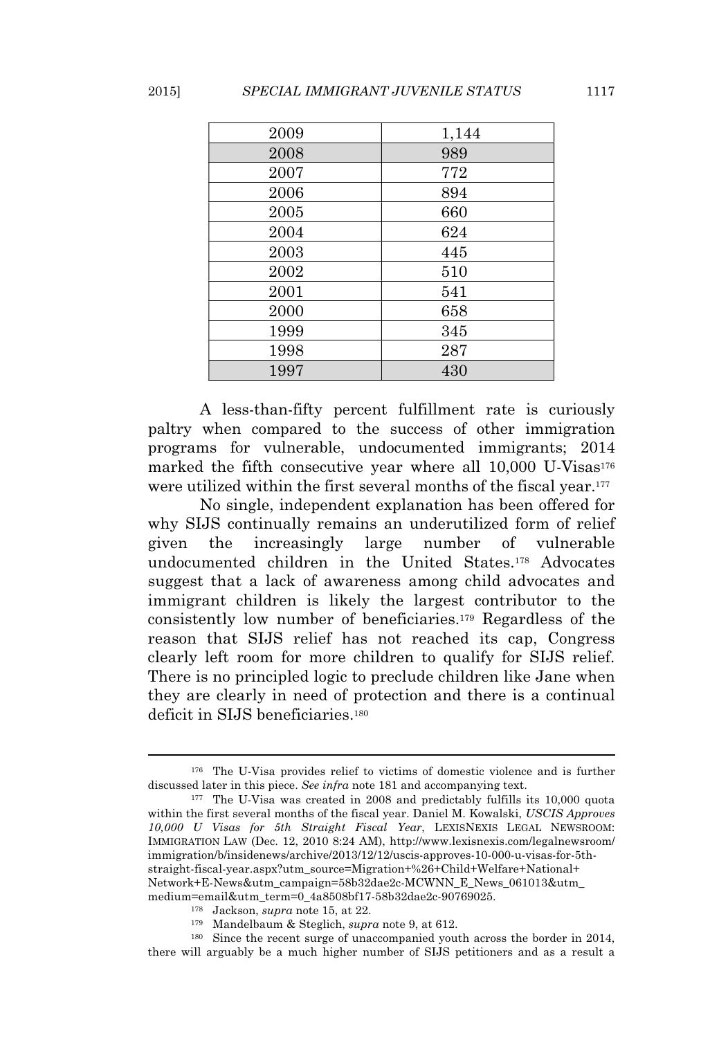| 2009 | 1,144 |
|---|---|
| 2008 | 989 |
| 2007 | 772 |
| 2006 | 894 |
| 2005 | 660 |
| 2004 | 624 |
| 2003 | 445 |
| 2002 | 510 |
| 2001 | 541 |
| 2000 | 658 |
| 1999 | 345 |
| 1998 | 287 |
| 1997 | 430 |

A less-than-fifty percent fulfillment rate is curiously paltry when compared to the success of other immigration programs for vulnerable, undocumented immigrants; 2014 marked the fifth consecutive year where all 10,000 U-Visas[176] were utilized within the first several months of the fiscal year.[177]

No single, independent explanation has been offered for why SIJS continually remains an underutilized form of relief given the increasingly large number of vulnerable undocumented children in the United States.[178] Advocates suggest that a lack of awareness among child advocates and immigrant children is likely the largest contributor to the consistently low number of beneficiaries.[179] Regardless of the reason that SIJS relief has not reached its cap, Congress clearly left room for more children to qualify for SIJS relief. There is no principled logic to preclude children like Jane when they are clearly in need of protection and there is a continual deficit in SIJS beneficiaries.[180]

---

[176] The U-Visa provides relief to victims of domestic violence and is further discussed later in this piece. *See infra* note 181 and accompanying text.

[177] The U-Visa was created in 2008 and predictably fulfills its 10,000 quota within the first several months of the fiscal year. Daniel M. Kowalski, *USCIS Approves 10,000 U Visas for 5th Straight Fiscal Year*, LEXISNEXIS LEGAL NEWSROOM: IMMIGRATION LAW (Dec. 12, 2010 8:24 AM), http://www.lexisnexis.com/legalnewsroom/immigration/b/insidenews/archive/2013/12/12/uscis-approves-10-000-u-visas-for-5th-straight-fiscal-year.aspx?utm_source=Migration+%26+Child+Welfare+National+Network+E-News&utm_campaign=58b32dae2c-MCWNN_E_News_061013&utm_medium=email&utm_term=0_4a8508bf17-58b32dae2c-90769025.

[178] Jackson, *supra* note 15, at 22.

[179] Mandelbaum & Steglich, *supra* note 9, at 612.

[180] Since the recent surge of unaccompanied youth across the border in 2014, there will arguably be a much higher number of SIJS petitioners and as a result a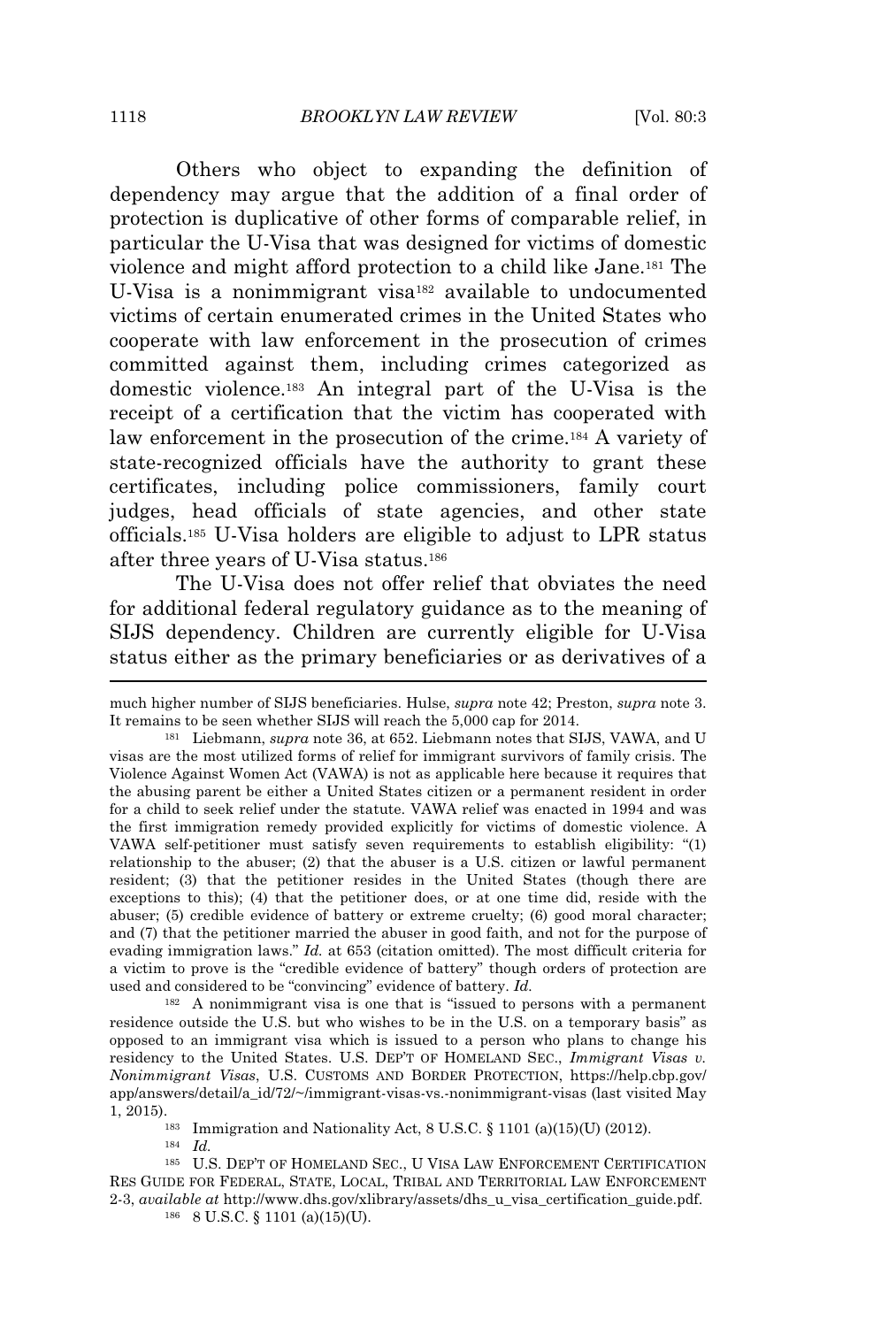Others who object to expanding the definition of dependency may argue that the addition of a final order of protection is duplicative of other forms of comparable relief, in particular the U-Visa that was designed for victims of domestic violence and might afford protection to a child like Jane.[181] The U-Visa is a nonimmigrant visa[182] available to undocumented victims of certain enumerated crimes in the United States who cooperate with law enforcement in the prosecution of crimes committed against them, including crimes categorized as domestic violence.[183] An integral part of the U-Visa is the receipt of a certification that the victim has cooperated with law enforcement in the prosecution of the crime.[184] A variety of state-recognized officials have the authority to grant these certificates, including police commissioners, family court judges, head officials of state agencies, and other state officials.[185] U-Visa holders are eligible to adjust to LPR status after three years of U-Visa status.[186]

The U-Visa does not offer relief that obviates the need for additional federal regulatory guidance as to the meaning of SIJS dependency. Children are currently eligible for U-Visa status either as the primary beneficiaries or as derivatives of a

---

much higher number of SIJS beneficiaries. Hulse, *supra* note 42; Preston, *supra* note 3. It remains to be seen whether SIJS will reach the 5,000 cap for 2014.

[181] Liebmann, *supra* note 36, at 652. Liebmann notes that SIJS, VAWA, and U visas are the most utilized forms of relief for immigrant survivors of family crisis. The Violence Against Women Act (VAWA) is not as applicable here because it requires that the abusing parent be either a United States citizen or a permanent resident in order for a child to seek relief under the statute. VAWA relief was enacted in 1994 and was the first immigration remedy provided explicitly for victims of domestic violence. A VAWA self-petitioner must satisfy seven requirements to establish eligibility: "(1) relationship to the abuser; (2) that the abuser is a U.S. citizen or lawful permanent resident; (3) that the petitioner resides in the United States (though there are exceptions to this); (4) that the petitioner does, or at one time did, reside with the abuser; (5) credible evidence of battery or extreme cruelty; (6) good moral character; and (7) that the petitioner married the abuser in good faith, and not for the purpose of evading immigration laws." *Id.* at 653 (citation omitted). The most difficult criteria for a victim to prove is the "credible evidence of battery" though orders of protection are used and considered to be "convincing" evidence of battery. *Id.*

[182] A nonimmigrant visa is one that is "issued to persons with a permanent residence outside the U.S. but who wishes to be in the U.S. on a temporary basis" as opposed to an immigrant visa which is issued to a person who plans to change his residency to the United States. U.S. DEP'T OF HOMELAND SEC., *Immigrant Visas v. Nonimmigrant Visas*, U.S. CUSTOMS AND BORDER PROTECTION, https://help.cbp.gov/app/answers/detail/a_id/72/~/immigrant-visas-vs.-nonimmigrant-visas (last visited May 1, 2015).

[183] Immigration and Nationality Act, 8 U.S.C. § 1101 (a)(15)(U) (2012).

[184] *Id.*

[185] U.S. DEP'T OF HOMELAND SEC., U VISA LAW ENFORCEMENT CERTIFICATION RES GUIDE FOR FEDERAL, STATE, LOCAL, TRIBAL AND TERRITORIAL LAW ENFORCEMENT 2-3, *available at* http://www.dhs.gov/xlibrary/assets/dhs_u_visa_certification_guide.pdf.

[186] 8 U.S.C. § 1101 (a)(15)(U).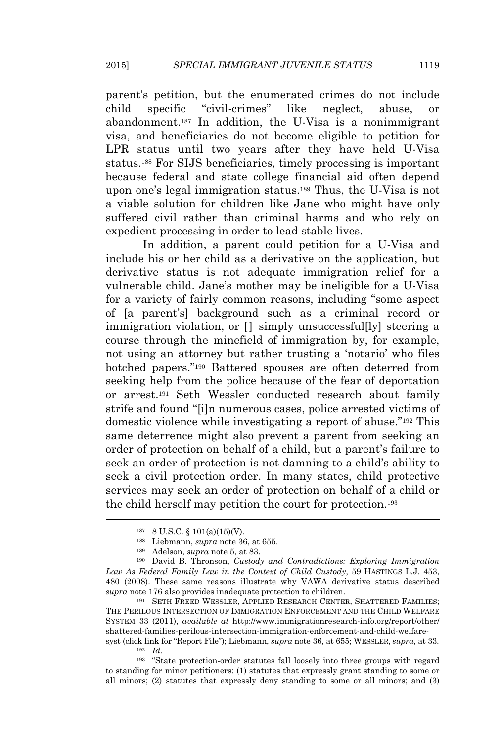parent's petition, but the enumerated crimes do not include child specific "civil-crimes" like neglect, abuse, or abandonment.[187] In addition, the U-Visa is a nonimmigrant visa, and beneficiaries do not become eligible to petition for LPR status until two years after they have held U-Visa status.[188] For SIJS beneficiaries, timely processing is important because federal and state college financial aid often depend upon one's legal immigration status.[189] Thus, the U-Visa is not a viable solution for children like Jane who might have only suffered civil rather than criminal harms and who rely on expedient processing in order to lead stable lives.

In addition, a parent could petition for a U-Visa and include his or her child as a derivative on the application, but derivative status is not adequate immigration relief for a vulnerable child. Jane's mother may be ineligible for a U-Visa for a variety of fairly common reasons, including "some aspect of [a parent's] background such as a criminal record or immigration violation, or [] simply unsuccessful[ly] steering a course through the minefield of immigration by, for example, not using an attorney but rather trusting a 'notario' who files botched papers."[190] Battered spouses are often deterred from seeking help from the police because of the fear of deportation or arrest.[191] Seth Wessler conducted research about family strife and found "[i]n numerous cases, police arrested victims of domestic violence while investigating a report of abuse."[192] This same deterrence might also prevent a parent from seeking an order of protection on behalf of a child, but a parent's failure to seek an order of protection is not damning to a child's ability to seek a civil protection order. In many states, child protective services may seek an order of protection on behalf of a child or the child herself may petition the court for protection.[193]

---

[187] 8 U.S.C. § 101(a)(15)(V).

[188] Liebmann, *supra* note 36, at 655.

[189] Adelson, *supra* note 5, at 83.

[190] David B. Thronson, *Custody and Contradictions: Exploring Immigration Law As Federal Family Law in the Context of Child Custody*, 59 HASTINGS L.J. 453, 480 (2008). These same reasons illustrate why VAWA derivative status described *supra* note 176 also provides inadequate protection to children.

[191] SETH FREED WESSLER, APPLIED RESEARCH CENTER, SHATTERED FAMILIES; THE PERILOUS INTERSECTION OF IMMIGRATION ENFORCEMENT AND THE CHILD WELFARE SYSTEM 33 (2011), *available at* http://www.immigrationresearch-info.org/report/other/shattered-families-perilous-intersection-immigration-enforcement-and-child-welfare-syst (click link for "Report File"); Liebmann, *supra* note 36, at 655; WESSLER, *supra*, at 33.

[192] *Id.*

[193] "State protection-order statutes fall loosely into three groups with regard to standing for minor petitioners: (1) statutes that expressly grant standing to some or all minors; (2) statutes that expressly deny standing to some or all minors; and (3)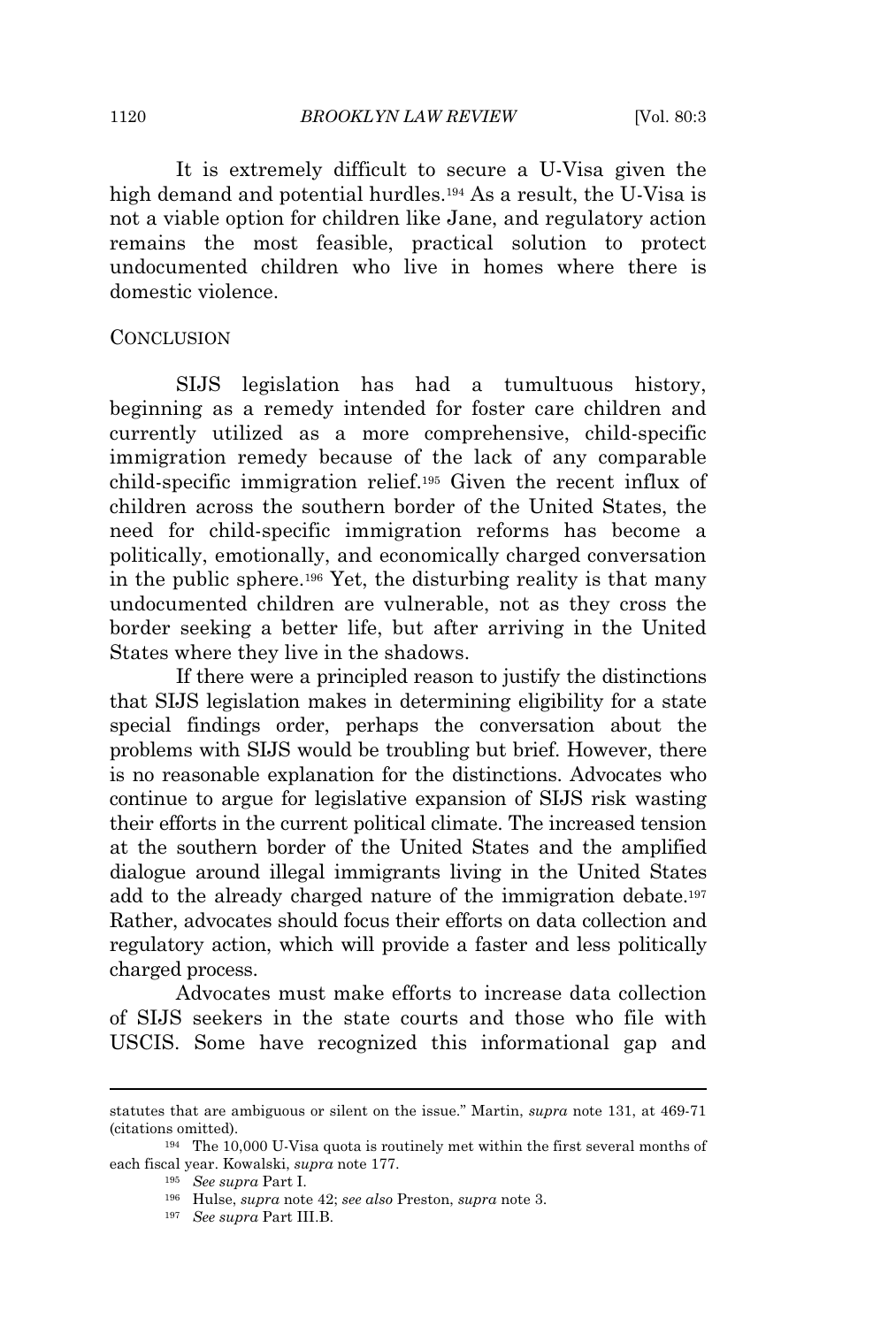It is extremely difficult to secure a U-Visa given the high demand and potential hurdles.[194] As a result, the U-Visa is not a viable option for children like Jane, and regulatory action remains the most feasible, practical solution to protect undocumented children who live in homes where there is domestic violence.

## CONCLUSION

SIJS legislation has had a tumultuous history, beginning as a remedy intended for foster care children and currently utilized as a more comprehensive, child-specific immigration remedy because of the lack of any comparable child-specific immigration relief.[195] Given the recent influx of children across the southern border of the United States, the need for child-specific immigration reforms has become a politically, emotionally, and economically charged conversation in the public sphere.[196] Yet, the disturbing reality is that many undocumented children are vulnerable, not as they cross the border seeking a better life, but after arriving in the United States where they live in the shadows.

If there were a principled reason to justify the distinctions that SIJS legislation makes in determining eligibility for a state special findings order, perhaps the conversation about the problems with SIJS would be troubling but brief. However, there is no reasonable explanation for the distinctions. Advocates who continue to argue for legislative expansion of SIJS risk wasting their efforts in the current political climate. The increased tension at the southern border of the United States and the amplified dialogue around illegal immigrants living in the United States add to the already charged nature of the immigration debate.[197] Rather, advocates should focus their efforts on data collection and regulatory action, which will provide a faster and less politically charged process.

Advocates must make efforts to increase data collection of SIJS seekers in the state courts and those who file with USCIS. Some have recognized this informational gap and

---

statutes that are ambiguous or silent on the issue." Martin, *supra* note 131, at 469-71 (citations omitted).

[194] The 10,000 U-Visa quota is routinely met within the first several months of each fiscal year. Kowalski, *supra* note 177.

[195] *See supra* Part I.

[196] Hulse, *supra* note 42; *see also* Preston, *supra* note 3.

[197] *See supra* Part III.B.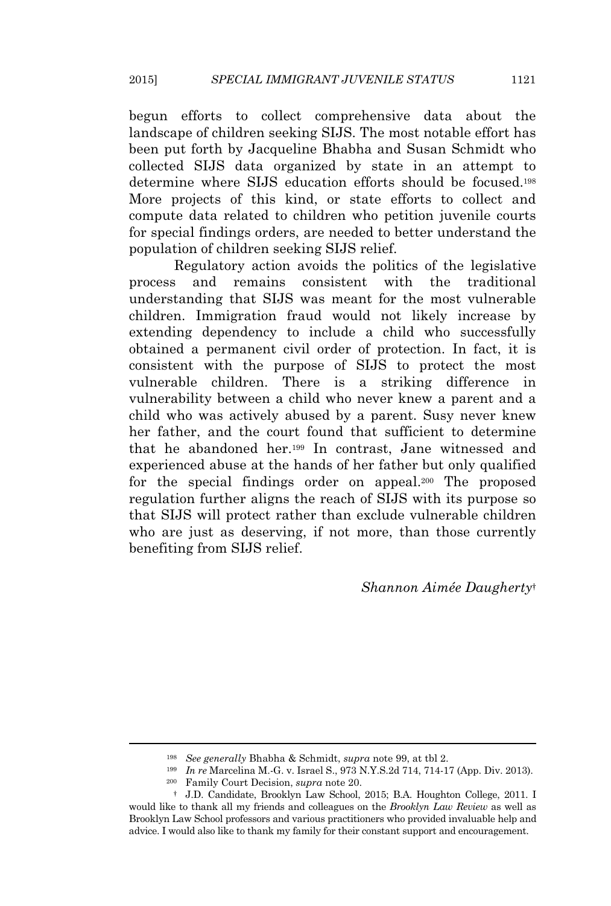begun efforts to collect comprehensive data about the landscape of children seeking SIJS. The most notable effort has been put forth by Jacqueline Bhabha and Susan Schmidt who collected SIJS data organized by state in an attempt to determine where SIJS education efforts should be focused.[198] More projects of this kind, or state efforts to collect and compute data related to children who petition juvenile courts for special findings orders, are needed to better understand the population of children seeking SIJS relief.

Regulatory action avoids the politics of the legislative process and remains consistent with the traditional understanding that SIJS was meant for the most vulnerable children. Immigration fraud would not likely increase by extending dependency to include a child who successfully obtained a permanent civil order of protection. In fact, it is consistent with the purpose of SIJS to protect the most vulnerable children. There is a striking difference in vulnerability between a child who never knew a parent and a child who was actively abused by a parent. Susy never knew her father, and the court found that sufficient to determine that he abandoned her.[199] In contrast, Jane witnessed and experienced abuse at the hands of her father but only qualified for the special findings order on appeal.[200] The proposed regulation further aligns the reach of SIJS with its purpose so that SIJS will protect rather than exclude vulnerable children who are just as deserving, if not more, than those currently benefiting from SIJS relief.

*Shannon Aimée Daugherty*[†]

---

[198] *See generally* Bhabha & Schmidt, *supra* note 99, at tbl 2.

[199] *In re* Marcelina M.-G. v. Israel S., 973 N.Y.S.2d 714, 714-17 (App. Div. 2013).

[200] Family Court Decision, *supra* note 20.

[†] J.D. Candidate, Brooklyn Law School, 2015; B.A. Houghton College, 2011. I would like to thank all my friends and colleagues on the *Brooklyn Law Review* as well as Brooklyn Law School professors and various practitioners who provided invaluable help and advice. I would also like to thank my family for their constant support and encouragement.